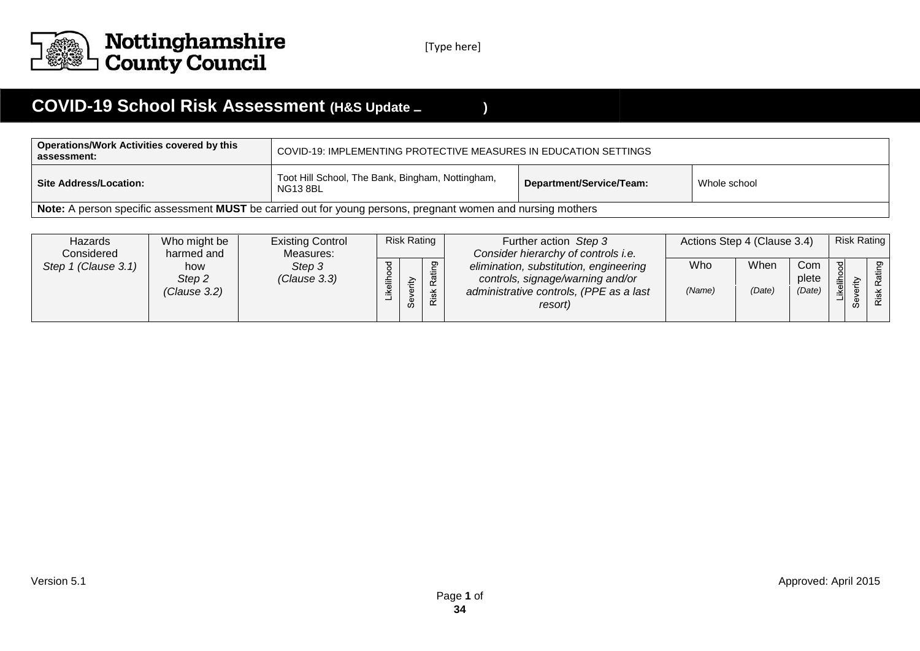Nottinghamshire County Council

[Type here]

# COVID-19 School Risk Assessment (H&S Update – )

| Operations/Work Activities covered by this assessment: | COVID-19: IMPLEMENTING PROTECTIVE MEASURES IN EDUCATION SETTINGS | | |
|---|---|---|---|
| Site Address/Location: | Toot Hill School, The Bank, Bingham, Nottingham, NG13 8BL | Department/Service/Team: | Whole school |

**Note:** A person specific assessment **MUST** be carried out for young persons, pregnant women and nursing mothers

| Hazards Considered *Step 1 (Clause 3.1)* | Who might be harmed and how *Step 2 (Clause 3.2)* | Existing Control Measures: *Step 3 (Clause 3.3)* | Risk Rating | | | Further action *Step 3* *Consider hierarchy of controls i.e. elimination, substitution, engineering controls, signage/warning and/or administrative controls, (PPE as a last resort)* | Actions Step 4 (Clause 3.4) | | | Risk Rating | | |
|---|---|---|---|---|---|---|---|---|---|---|---|---|
| | | | Likelihood | Severity | Risk Rating | | Who *(Name)* | When *(Date)* | Complete *(Date)* | Likelihood | Severity | Risk Rating |

Version 5.1

Approved: April 2015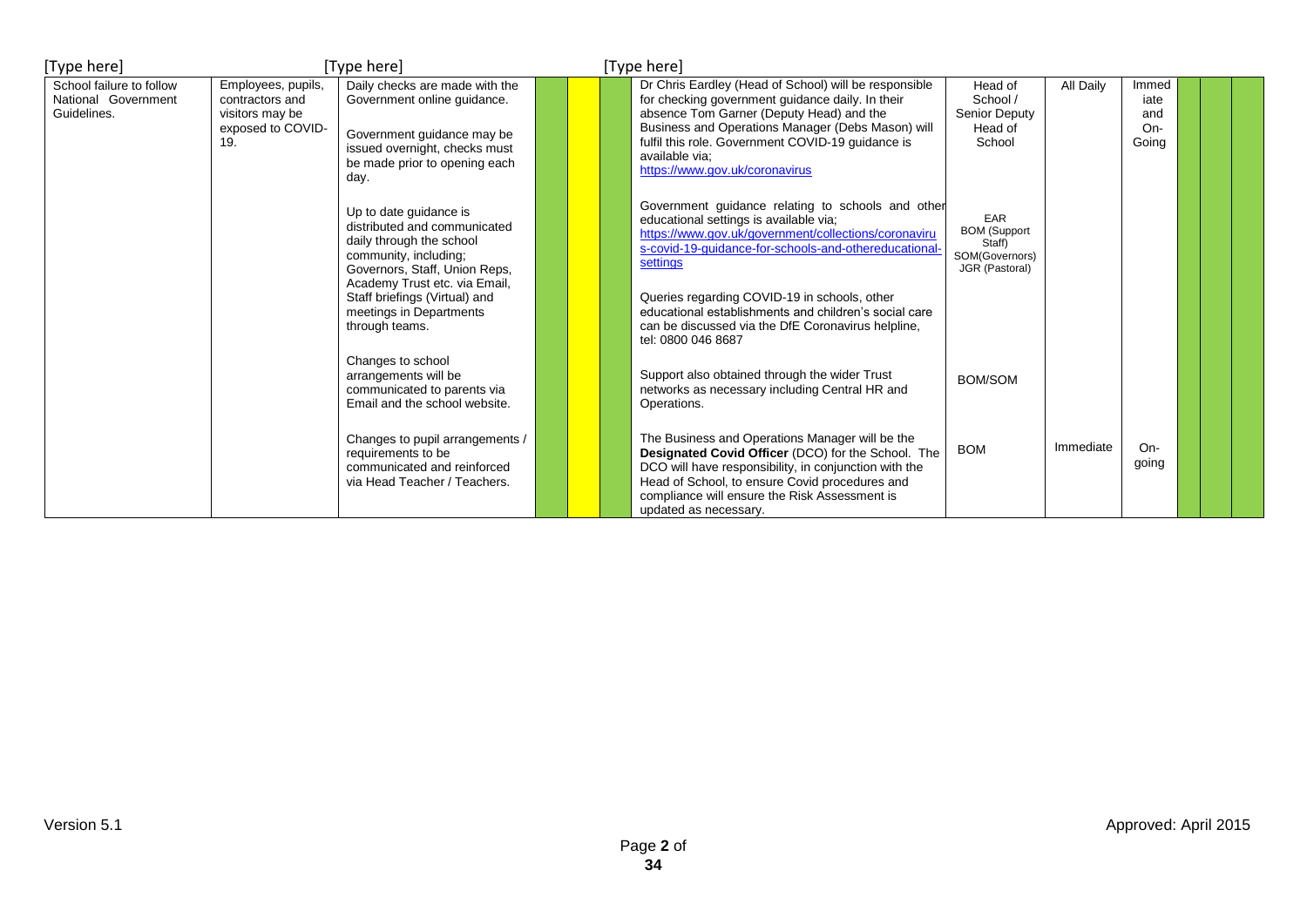| | | | | | | | | | | | | | |
|---|---|---|---|---|---|---|---|---|---|---|---|---|---|
| School failure to follow National Government Guidelines. | Employees, pupils, contractors and visitors may be exposed to COVID-19. | Daily checks are made with the Government online guidance.<br><br>Government guidance may be issued overnight, checks must be made prior to opening each day.<br><br>Up to date guidance is distributed and communicated daily through the school community, including; Governors, Staff, Union Reps, Academy Trust etc. via Email, Staff briefings (Virtual) and meetings in Departments through teams.<br><br>Changes to school arrangements will be communicated to parents via Email and the school website.<br><br>Changes to pupil arrangements / requirements to be communicated and reinforced via Head Teacher / Teachers. | | | | Dr Chris Eardley (Head of School) will be responsible for checking government guidance daily. In their absence Tom Garner (Deputy Head) and the Business and Operations Manager (Debs Mason) will fulfil this role. Government COVID-19 guidance is available via; https://www.gov.uk/coronavirus<br><br>Government guidance relating to schools and other educational settings is available via; https://www.gov.uk/government/collections/coronavirus-covid-19-guidance-for-schools-and-othereducational-settings<br><br>Queries regarding COVID-19 in schools, other educational establishments and children's social care can be discussed via the DfE Coronavirus helpline, tel: 0800 046 8687<br><br>Support also obtained through the wider Trust networks as necessary including Central HR and Operations.<br><br>The Business and Operations Manager will be the **Designated Covid Officer** (DCO) for the School. The DCO will have responsibility, in conjunction with the Head of School, to ensure Covid procedures and compliance will ensure the Risk Assessment is updated as necessary. | Head of School / Senior Deputy Head of School<br><br>EAR<br>BOM (Support Staff)<br>SOM(Governors)<br>JGR (Pastoral)<br><br>BOM/SOM<br><br>BOM | All Daily<br><br>Immediate | Immediate and On-Going<br><br>On-going | | | |

Version 5.1

Approved: April 2015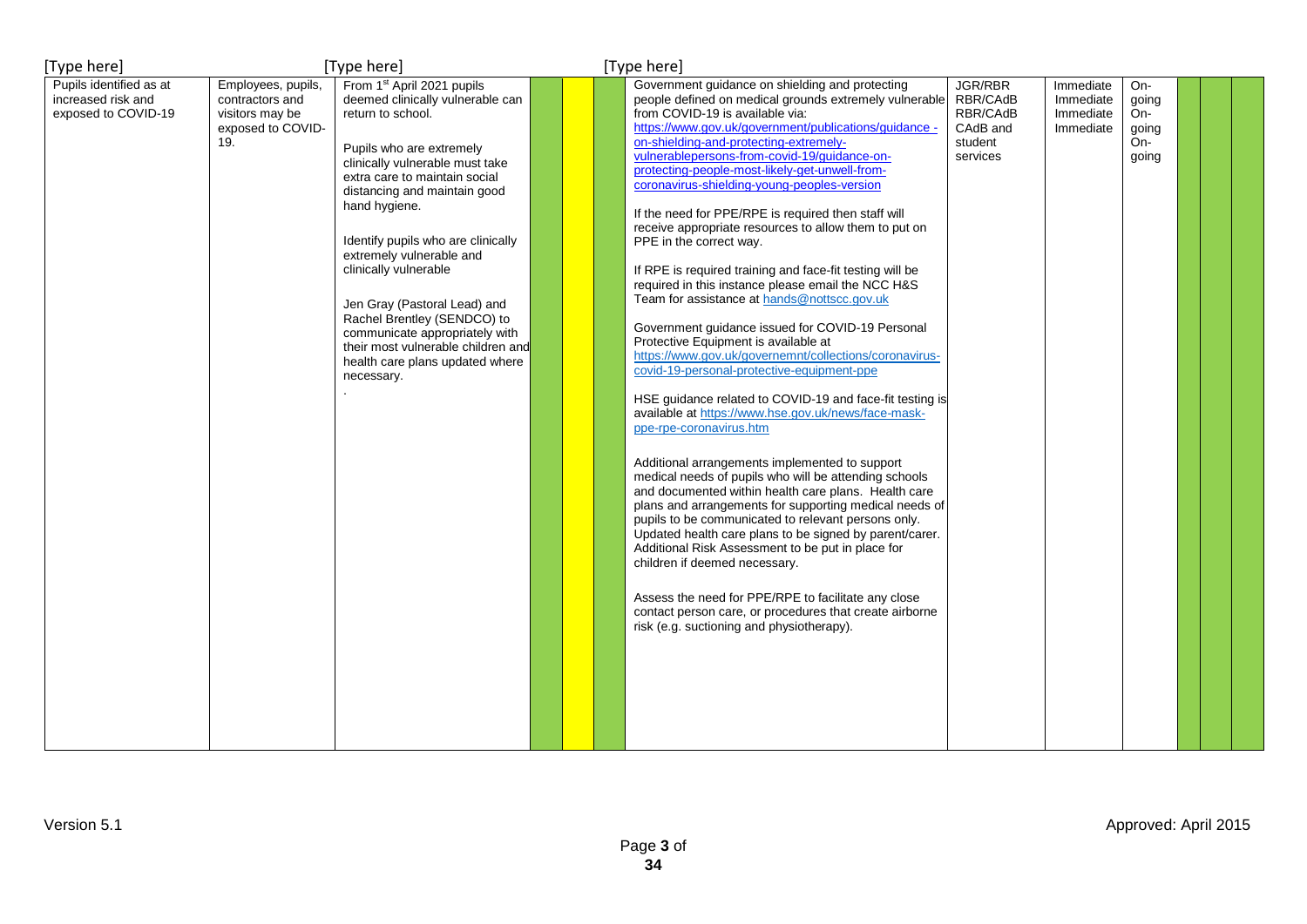| | | | | | | | | | | | | |
|---|---|---|---|---|---|---|---|---|---|---|---|---|
| Pupils identified as at increased risk and exposed to COVID-19 | Employees, pupils, contractors and visitors may be exposed to COVID-19. | From 1st April 2021 pupils deemed clinically vulnerable can return to school.<br><br>Pupils who are extremely clinically vulnerable must take extra care to maintain social distancing and maintain good hand hygiene.<br><br>Identify pupils who are clinically extremely vulnerable and clinically vulnerable<br><br>Jen Gray (Pastoral Lead) and Rachel Brentley (SENDCO) to communicate appropriately with their most vulnerable children and health care plans updated where necessary.<br>. | | | | Government guidance on shielding and protecting people defined on medical grounds extremely vulnerable from COVID-19 is available via: https://www.gov.uk/government/publications/guidance-on-shielding-and-protecting-extremely-vulnerablepersons-from-covid-19/guidance-on-protecting-people-most-likely-get-unwell-from-coronavirus-shielding-young-peoples-version<br><br>If the need for PPE/RPE is required then staff will receive appropriate resources to allow them to put on PPE in the correct way.<br><br>If RPE is required training and face-fit testing will be required in this instance please email the NCC H&S Team for assistance at hands@nottscc.gov.uk<br><br>Government guidance issued for COVID-19 Personal Protective Equipment is available at https://www.gov.uk/governemnt/collections/coronavirus-covid-19-personal-protective-equipment-ppe<br><br>HSE guidance related to COVID-19 and face-fit testing is available at https://www.hse.gov.uk/news/face-mask-ppe-rpe-coronavirus.htm<br><br>Additional arrangements implemented to support medical needs of pupils who will be attending schools and documented within health care plans. Health care plans and arrangements for supporting medical needs of pupils to be communicated to relevant persons only. Updated health care plans to be signed by parent/carer. Additional Risk Assessment to be put in place for children if deemed necessary.<br><br>Assess the need for PPE/RPE to facilitate any close contact person care, or procedures that create airborne risk (e.g. suctioning and physiotherapy). | JGR/RBR<br>RBR/CAdB<br>RBR/CAdB<br>CAdB and student services | Immediate<br>Immediate<br>Immediate<br>Immediate | On-going<br>On-going<br>On-going | | | |

Version 5.1

Approved: April 2015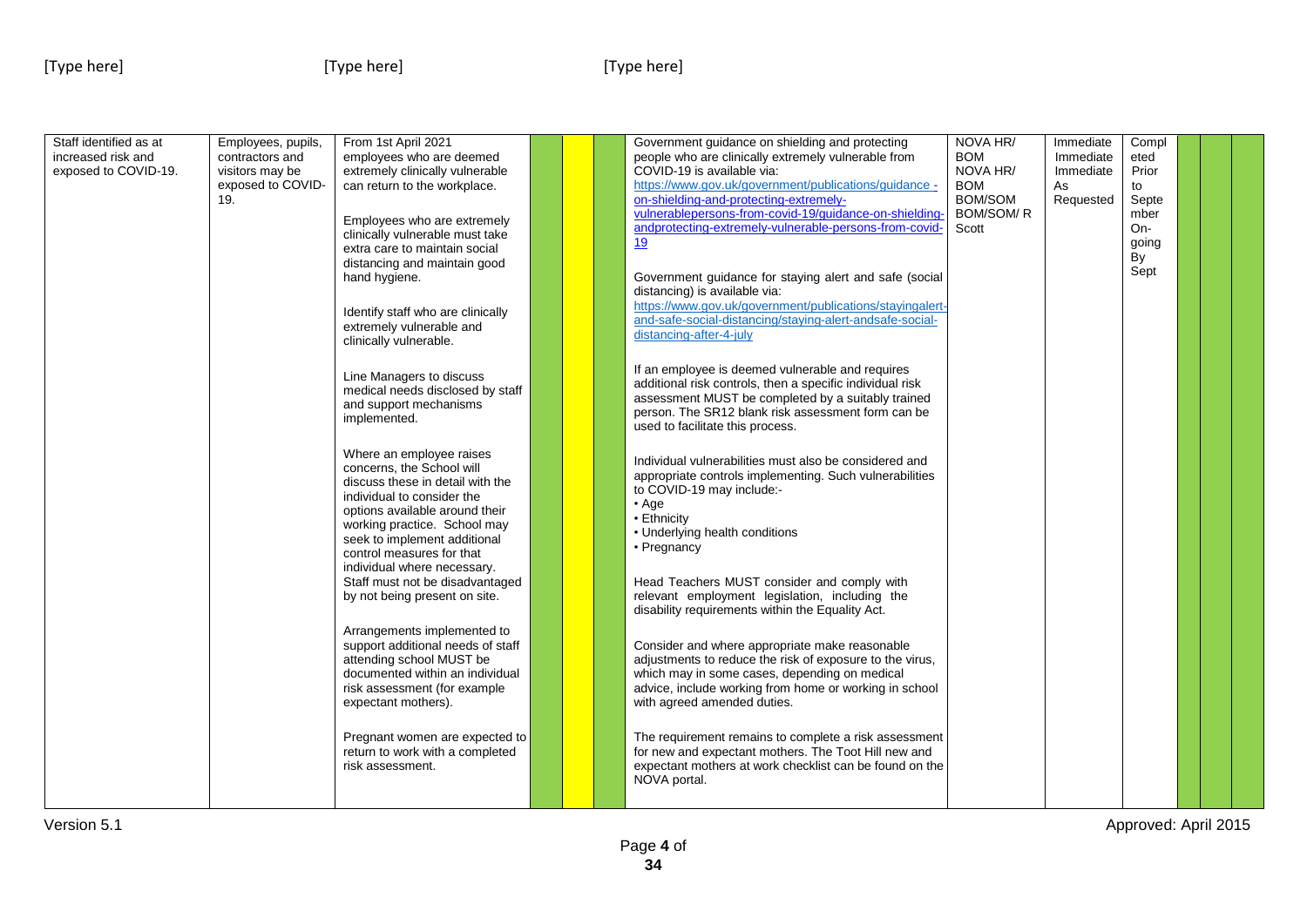| | | | | | | | | | | | | | |
|---|---|---|---|---|---|---|---|---|---|---|---|---|---|
| Staff identified as at increased risk and exposed to COVID-19. | Employees, pupils, contractors and visitors may be exposed to COVID-19. | From 1st April 2021 employees who are deemed extremely clinically vulnerable can return to the workplace.<br><br>Employees who are extremely clinically vulnerable must take extra care to maintain social distancing and maintain good hand hygiene.<br><br>Identify staff who are clinically extremely vulnerable and clinically vulnerable.<br><br>Line Managers to discuss medical needs disclosed by staff and support mechanisms implemented.<br><br>Where an employee raises concerns, the School will discuss these in detail with the individual to consider the options available around their working practice. School may seek to implement additional control measures for that individual where necessary. Staff must not be disadvantaged by not being present on site.<br><br>Arrangements implemented to support additional needs of staff attending school MUST be documented within an individual risk assessment (for example expectant mothers).<br><br>Pregnant women are expected to return to work with a completed risk assessment. | | | | Government guidance on shielding and protecting people who are clinically extremely vulnerable from COVID-19 is available via: https://www.gov.uk/government/publications/guidance-on-shielding-and-protecting-extremely-vulnerablepersons-from-covid-19/guidance-on-shielding-andprotecting-extremely-vulnerable-persons-from-covid-19<br><br>Government guidance for staying alert and safe (social distancing) is available via: https://www.gov.uk/government/publications/stayingalert-and-safe-social-distancing/staying-alert-andsafe-social-distancing-after-4-july<br><br>If an employee is deemed vulnerable and requires additional risk controls, then a specific individual risk assessment MUST be completed by a suitably trained person. The SR12 blank risk assessment form can be used to facilitate this process.<br><br>Individual vulnerabilities must also be considered and appropriate controls implementing. Such vulnerabilities to COVID-19 may include:-<br>• Age<br>• Ethnicity<br>• Underlying health conditions<br>• Pregnancy<br><br>Head Teachers MUST consider and comply with relevant employment legislation, including the disability requirements within the Equality Act.<br><br>Consider and where appropriate make reasonable adjustments to reduce the risk of exposure to the virus, which may in some cases, depending on medical advice, include working from home or working in school with agreed amended duties.<br><br>The requirement remains to complete a risk assessment for new and expectant mothers. The Toot Hill new and expectant mothers at work checklist can be found on the NOVA portal. | NOVA HR/ BOM<br>NOVA HR/ BOM<br>BOM/SOM<br>BOM/SOM/ R Scott | Immediate<br>Immediate<br>Immediate<br>As Requested | Completed Prior to September<br>On-going<br>By Sept | | | |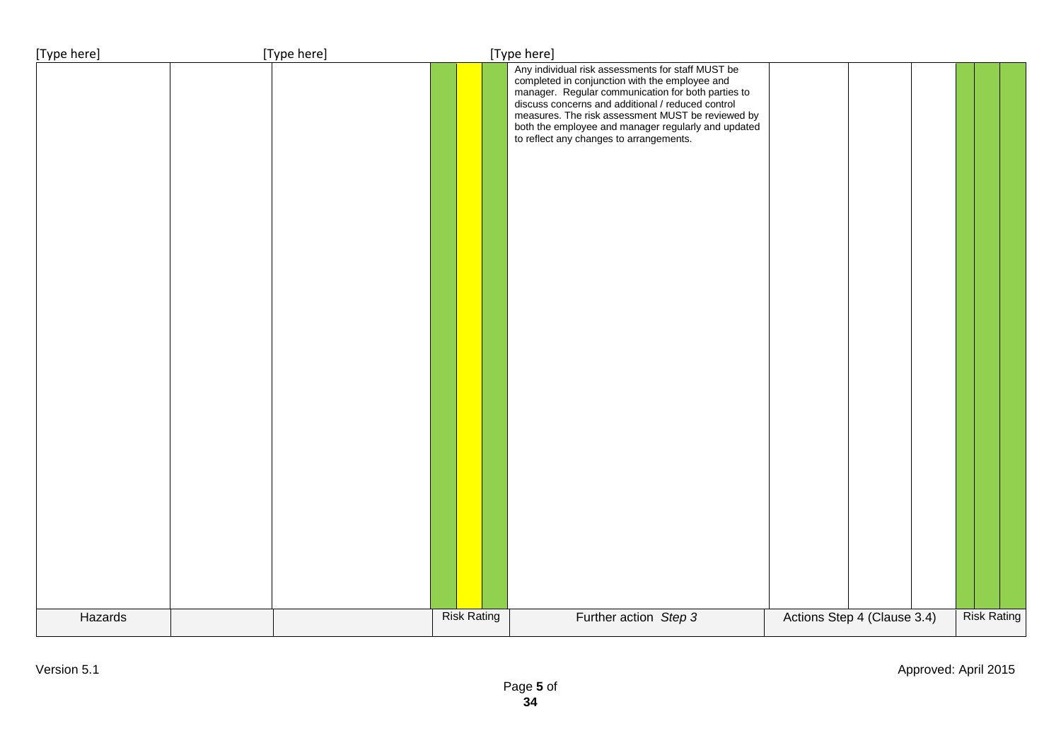| Hazards | | | Risk Rating | | | Further action *Step 3* | Actions Step 4 (Clause 3.4) | | | Risk Rating | | |
|---|---|---|---|---|---|---|---|---|---|---|---|---|
| | | | | | | Any individual risk assessments for staff MUST be completed in conjunction with the employee and manager. Regular communication for both parties to discuss concerns and additional / reduced control measures. The risk assessment MUST be reviewed by both the employee and manager regularly and updated to reflect any changes to arrangements. | | | | | | |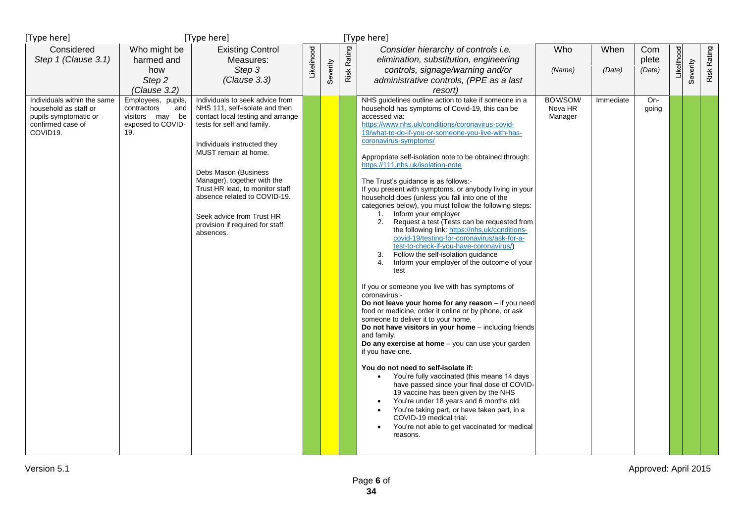| Considered Step 1 (Clause 3.1) | Who might be harmed and how Step 2 (Clause 3.2) | Existing Control Measures: Step 3 (Clause 3.3) | Likelihood | Severity | Risk Rating | Consider hierarchy of controls i.e. elimination, substitution, engineering controls, signage/warning and/or administrative controls, (PPE as a last resort) | Who (Name) | When (Date) | Complete (Date) | Likelihood | Severity | Risk Rating |
|---|---|---|---|---|---|---|---|---|---|---|---|---|
| Individuals within the same household as staff or pupils symptomatic or confirmed case of COVID19. | Employees, pupils, contractors and visitors may be exposed to COVID-19. | Individuals to seek advice from NHS 111, self-isolate and then contact local testing and arrange tests for self and family.<br><br>Individuals instructed they MUST remain at home.<br><br>Debs Mason (Business Manager), together with the Trust HR lead, to monitor staff absence related to COVID-19.<br><br>Seek advice from Trust HR provision if required for staff absences. | | | | NHS guidelines outline action to take if someone in a household has symptoms of Covid-19, this can be accessed via: https://www.nhs.uk/conditions/coronavirus-covid-19/what-to-do-if-you-or-someone-you-live-with-has-coronavirus-symptoms/<br><br>Appropriate self-isolation note to be obtained through: https://111.nhs.uk/isolation-note<br><br>The Trust's guidance is as follows:-<br>If you present with symptoms, or anybody living in your household does (unless you fall into one of the categories below), you must follow the following steps:<br>1. Inform your employer<br>2. Request a test (Tests can be requested from the following link: https://nhs.uk/conditions-covid-19/testing-for-coronavirus/ask-for-a-test-to-check-if-you-have-coronavirus/)<br>3. Follow the self-isolation guidance<br>4. Inform your employer of the outcome of your test<br><br>If you or someone you live with has symptoms of coronavirus:-<br>**Do not leave your home for any reason** – if you need food or medicine, order it online or by phone, or ask someone to deliver it to your home.<br>**Do not have visitors in your home** – including friends and family.<br>**Do any exercise at home** – you can use your garden if you have one.<br><br>**You do not need to self-isolate if:**<br>• You're fully vaccinated (this means 14 days have passed since your final dose of COVID-19 vaccine has been given by the NHS<br>• You're under 18 years and 6 months old.<br>• You're taking part, or have taken part, in a COVID-19 medical trial.<br>• You're not able to get vaccinated for medical reasons. | BOM/SOM/ Nova HR Manager | Immediate | On-going | | | |

Version 5.1

Approved: April 2015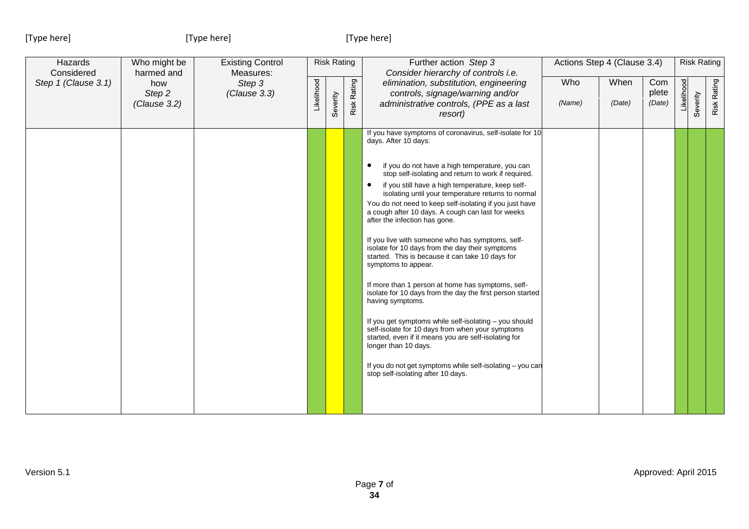| Hazards Considered<br>*Step 1 (Clause 3.1)* | Who might be harmed and how<br>*Step 2*<br>*(Clause 3.2)* | Existing Control Measures:<br>*Step 3*<br>*(Clause 3.3)* | Risk Rating | | | Further action *Step 3*<br>*Consider hierarchy of controls i.e. elimination, substitution, engineering controls, signage/warning and/or administrative controls, (PPE as a last resort)* | Actions Step 4 (Clause 3.4) | | | Risk Rating | | |
|---|---|---|---|---|---|---|---|---|---|---|---|---|
| | | | Likelihood | Severity | Risk Rating | | Who<br>*(Name)* | When<br>*(Date)* | Complete<br>*(Date)* | Likelihood | Severity | Risk Rating |
| | | | | | | If you have symptoms of coronavirus, self-isolate for 10 days. After 10 days:<br><br>• if you do not have a high temperature, you can stop self-isolating and return to work if required.<br>• if you still have a high temperature, keep self-isolating until your temperature returns to normal<br><br>You do not need to keep self-isolating if you just have a cough after 10 days. A cough can last for weeks after the infection has gone.<br><br>If you live with someone who has symptoms, self-isolate for 10 days from the day their symptoms started. This is because it can take 10 days for symptoms to appear.<br><br>If more than 1 person at home has symptoms, self-isolate for 10 days from the day the first person started having symptoms.<br><br>If you get symptoms while self-isolating – you should self-isolate for 10 days from when your symptoms started, even if it means you are self-isolating for longer than 10 days.<br><br>If you do not get symptoms while self-isolating – you can stop self-isolating after 10 days. | | | | | | |

Version 5.1

Approved: April 2015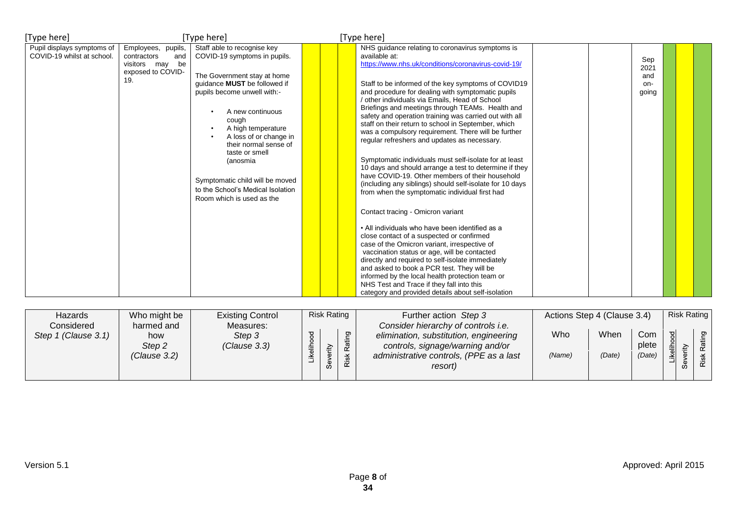| Hazards Considered Step 1 (Clause 3.1) | Who might be harmed and how Step 2 (Clause 3.2) | Existing Control Measures: Step 3 (Clause 3.3) | Risk Rating | | | Further action Step 3 Consider hierarchy of controls i.e. elimination, substitution, engineering controls, signage/warning and/or administrative controls, (PPE as a last resort) | Actions Step 4 (Clause 3.4) | | | Risk Rating | | |
|---|---|---|---|---|---|---|---|---|---|---|---|---|
| | | | Likelihood | Severity | Risk Rating | | Who (Name) | When (Date) | Complete (Date) | Likelihood | Severity | Risk Rating |
| Pupil displays symptoms of COVID-19 whilst at school. | Employees, pupils, contractors and visitors may be exposed to COVID-19. | Staff able to recognise key COVID-19 symptoms in pupils.<br><br>The Government stay at home guidance **MUST** be followed if pupils become unwell with:-<br>• A new continuous cough<br>• A high temperature<br>• A loss of or change in their normal sense of taste or smell (anosmia<br><br>Symptomatic child will be moved to the School's Medical Isolation Room which is used as the | | | | NHS guidance relating to coronavirus symptoms is available at: https://www.nhs.uk/conditions/coronavirus-covid-19/<br><br>Staff to be informed of the key symptoms of COVID19 and procedure for dealing with symptomatic pupils / other individuals via Emails, Head of School Briefings and meetings through TEAMs. Health and safety and operation training was carried out with all staff on their return to school in September, which was a compulsory requirement. There will be further regular refreshers and updates as necessary.<br><br>Symptomatic individuals must self-isolate for at least 10 days and should arrange a test to determine if they have COVID-19. Other members of their household (including any siblings) should self-isolate for 10 days from when the symptomatic individual first had<br><br>Contact tracing - Omicron variant<br><br>• All individuals who have been identified as a close contact of a suspected or confirmed case of the Omicron variant, irrespective of vaccination status or age, will be contacted directly and required to self-isolate immediately and asked to book a PCR test. They will be informed by the local health protection team or NHS Test and Trace if they fall into this category and provided details about self-isolation | | | Sep 2021 and on-going | | | |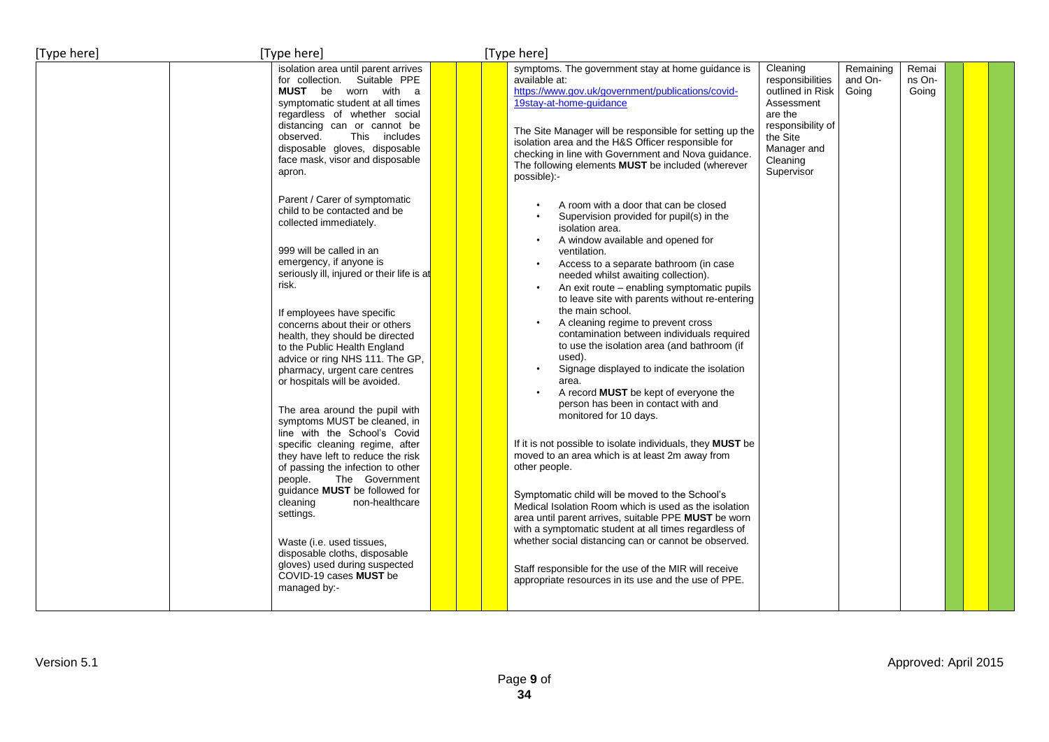| | | | | | | | | | | | | |
|---|---|---|---|---|---|---|---|---|---|---|---|---|
| | | isolation area until parent arrives for collection. Suitable PPE **MUST** be worn with a symptomatic student at all times regardless of whether social distancing can or cannot be observed. This includes disposable gloves, disposable face mask, visor and disposable apron.<br><br>Parent / Carer of symptomatic child to be contacted and be collected immediately.<br><br>999 will be called in an emergency, if anyone is seriously ill, injured or their life is at risk.<br><br>If employees have specific concerns about their or others health, they should be directed to the Public Health England advice or ring NHS 111. The GP, pharmacy, urgent care centres or hospitals will be avoided.<br><br>The area around the pupil with symptoms MUST be cleaned, in line with the School's Covid specific cleaning regime, after they have left to reduce the risk of passing the infection to other people. The Government guidance **MUST** be followed for cleaning non-healthcare settings.<br><br>Waste (i.e. used tissues, disposable cloths, disposable gloves) used during suspected COVID-19 cases **MUST** be managed by:- | | | | symptoms. The government stay at home guidance is available at: https://www.gov.uk/government/publications/covid-19stay-at-home-guidance<br><br>The Site Manager will be responsible for setting up the isolation area and the H&S Officer responsible for checking in line with Government and Nova guidance. The following elements **MUST** be included (wherever possible):-<br><br>• A room with a door that can be closed<br>• Supervision provided for pupil(s) in the isolation area.<br>• A window available and opened for ventilation.<br>• Access to a separate bathroom (in case needed whilst awaiting collection).<br>• An exit route – enabling symptomatic pupils to leave site with parents without re-entering the main school.<br>• A cleaning regime to prevent cross contamination between individuals required to use the isolation area (and bathroom (if used).<br>• Signage displayed to indicate the isolation area.<br>• A record **MUST** be kept of everyone the person has been in contact with and monitored for 10 days.<br><br>If it is not possible to isolate individuals, they **MUST** be moved to an area which is at least 2m away from other people.<br><br>Symptomatic child will be moved to the School's Medical Isolation Room which is used as the isolation area until parent arrives, suitable PPE **MUST** be worn with a symptomatic student at all times regardless of whether social distancing can or cannot be observed.<br><br>Staff responsible for the use of the MIR will receive appropriate resources in its use and the use of PPE. | Cleaning responsibilities outlined in Risk Assessment are the responsibility of the Site Manager and Cleaning Supervisor | Remaining and On-Going | Remains On-Going | | | |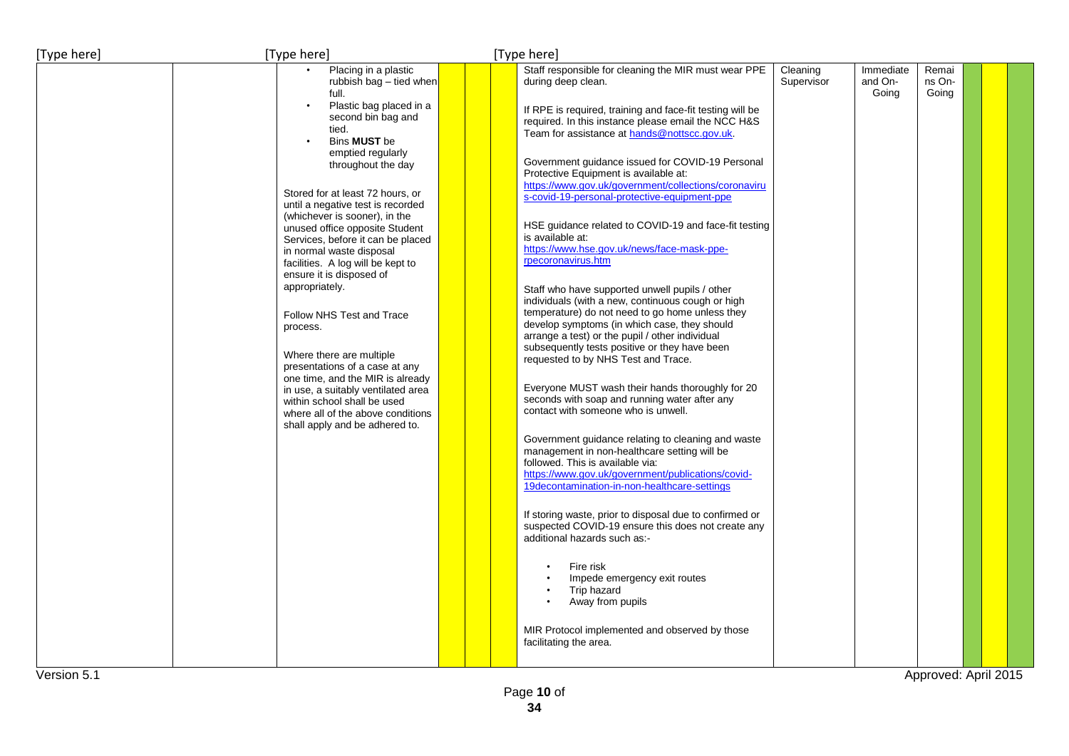| | | | | | | | | | | | | | |
|---|---|---|---|---|---|---|---|---|---|---|---|---|---|
| | | • Placing in a plastic rubbish bag – tied when full.<br>• Plastic bag placed in a second bin bag and tied.<br>• Bins **MUST** be emptied regularly throughout the day<br><br>Stored for at least 72 hours, or until a negative test is recorded (whichever is sooner), in the unused office opposite Student Services, before it can be placed in normal waste disposal facilities. A log will be kept to ensure it is disposed of appropriately.<br><br>Follow NHS Test and Trace process.<br><br>Where there are multiple presentations of a case at any one time, and the MIR is already in use, a suitably ventilated area within school shall be used where all of the above conditions shall apply and be adhered to. | | | | Staff responsible for cleaning the MIR must wear PPE during deep clean.<br><br>If RPE is required, training and face-fit testing will be required. In this instance please email the NCC H&S Team for assistance at hands@nottscc.gov.uk.<br><br>Government guidance issued for COVID-19 Personal Protective Equipment is available at: https://www.gov.uk/government/collections/coronavirus-covid-19-personal-protective-equipment-ppe<br><br>HSE guidance related to COVID-19 and face-fit testing is available at: https://www.hse.gov.uk/news/face-mask-ppe-rpecoronavirus.htm<br><br>Staff who have supported unwell pupils / other individuals (with a new, continuous cough or high temperature) do not need to go home unless they develop symptoms (in which case, they should arrange a test) or the pupil / other individual subsequently tests positive or they have been requested to by NHS Test and Trace.<br><br>Everyone MUST wash their hands thoroughly for 20 seconds with soap and running water after any contact with someone who is unwell.<br><br>Government guidance relating to cleaning and waste management in non-healthcare setting will be followed. This is available via: https://www.gov.uk/government/publications/covid-19decontamination-in-non-healthcare-settings<br><br>If storing waste, prior to disposal due to confirmed or suspected COVID-19 ensure this does not create any additional hazards such as:-<br><br>• Fire risk<br>• Impede emergency exit routes<br>• Trip hazard<br>• Away from pupils<br><br>MIR Protocol implemented and observed by those facilitating the area. | Cleaning Supervisor | Immediate and On-Going | Remains On-Going | | | |

Version 5.1

Approved: April 2015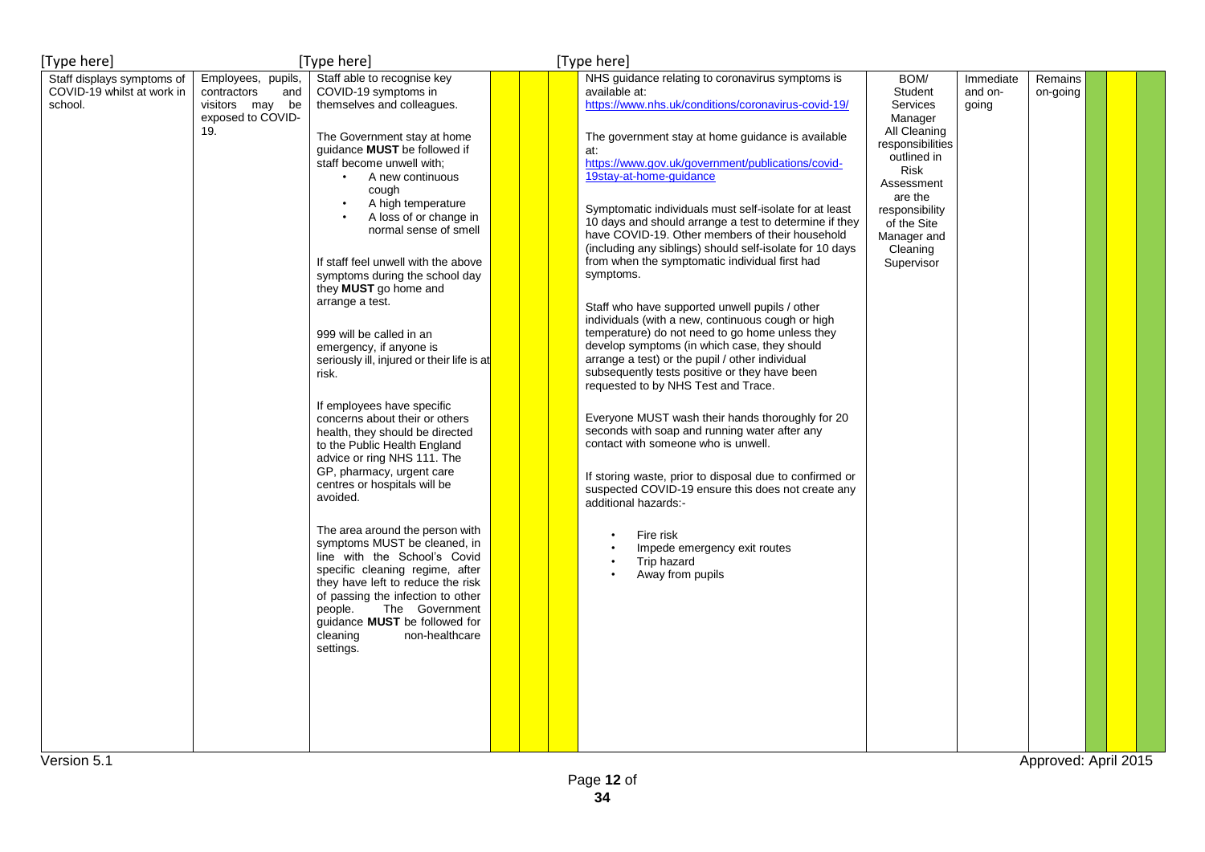| Staff displays symptoms of COVID-19 whilst at work in school. | Employees, pupils, contractors and visitors may be exposed to COVID-19. | Staff able to recognise key COVID-19 symptoms in themselves and colleagues.<br><br>The Government stay at home guidance **MUST** be followed if staff become unwell with;<br>• A new continuous cough<br>• A high temperature<br>• A loss of or change in normal sense of smell<br><br>If staff feel unwell with the above symptoms during the school day they **MUST** go home and arrange a test.<br><br>999 will be called in an emergency, if anyone is seriously ill, injured or their life is at risk.<br><br>If employees have specific concerns about their or others health, they should be directed to the Public Health England advice or ring NHS 111. The GP, pharmacy, urgent care centres or hospitals will be avoided.<br><br>The area around the person with symptoms MUST be cleaned, in line with the School's Covid specific cleaning regime, after they have left to reduce the risk of passing the infection to other people. The Government guidance **MUST** be followed for cleaning non-healthcare settings. | | | | NHS guidance relating to coronavirus symptoms is available at:<br>https://www.nhs.uk/conditions/coronavirus-covid-19/<br><br>The government stay at home guidance is available at:<br>https://www.gov.uk/government/publications/covid-19stay-at-home-guidance<br><br>Symptomatic individuals must self-isolate for at least 10 days and should arrange a test to determine if they have COVID-19. Other members of their household (including any siblings) should self-isolate for 10 days from when the symptomatic individual first had symptoms.<br><br>Staff who have supported unwell pupils / other individuals (with a new, continuous cough or high temperature) do not need to go home unless they develop symptoms (in which case, they should arrange a test) or the pupil / other individual subsequently tests positive or they have been requested to by NHS Test and Trace.<br><br>Everyone MUST wash their hands thoroughly for 20 seconds with soap and running water after any contact with someone who is unwell.<br><br>If storing waste, prior to disposal due to confirmed or suspected COVID-19 ensure this does not create any additional hazards:-<br>• Fire risk<br>• Impede emergency exit routes<br>• Trip hazard<br>• Away from pupils | BOM/ Student Services Manager<br>All Cleaning responsibilities outlined in Risk Assessment are the responsibility of the Site Manager and Cleaning Supervisor | Immediate and on-going | Remains on-going | | | |
|---|---|---|---|---|---|---|---|---|---|---|---|---|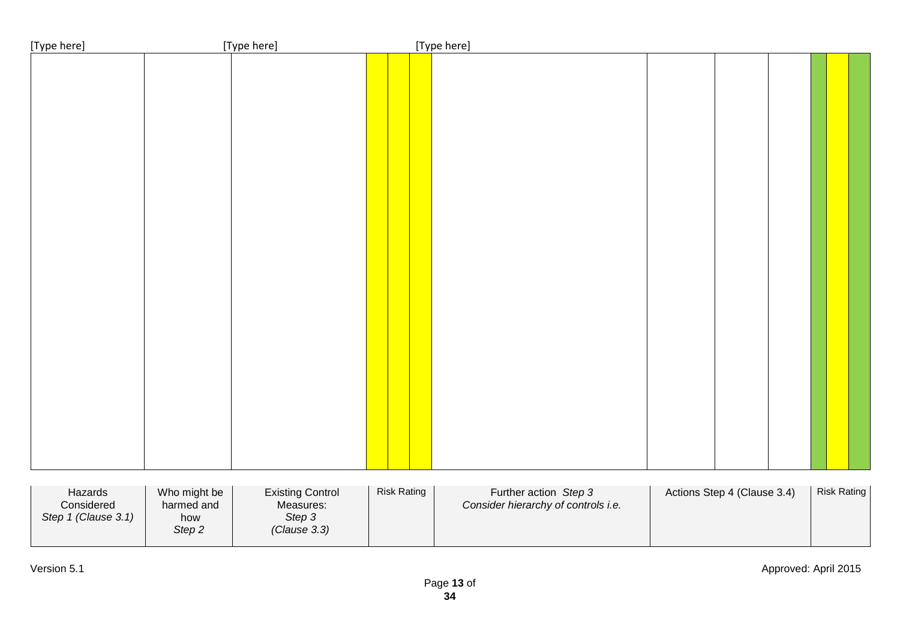[Type here] [Type here] [Type here]

| Hazards Considered *Step 1 (Clause 3.1)* | Who might be harmed and how *Step 2* | Existing Control Measures: *Step 3* *(Clause 3.3)* | Risk Rating | | | Further action *Step 3* *Consider hierarchy of controls i.e.* | Actions Step 4 (Clause 3.4) | | | Risk Rating | | |
|---|---|---|---|---|---|---|---|---|---|---|---|---|
| | | | | | | | | | | | | |

Version 5.1

Approved: April 2015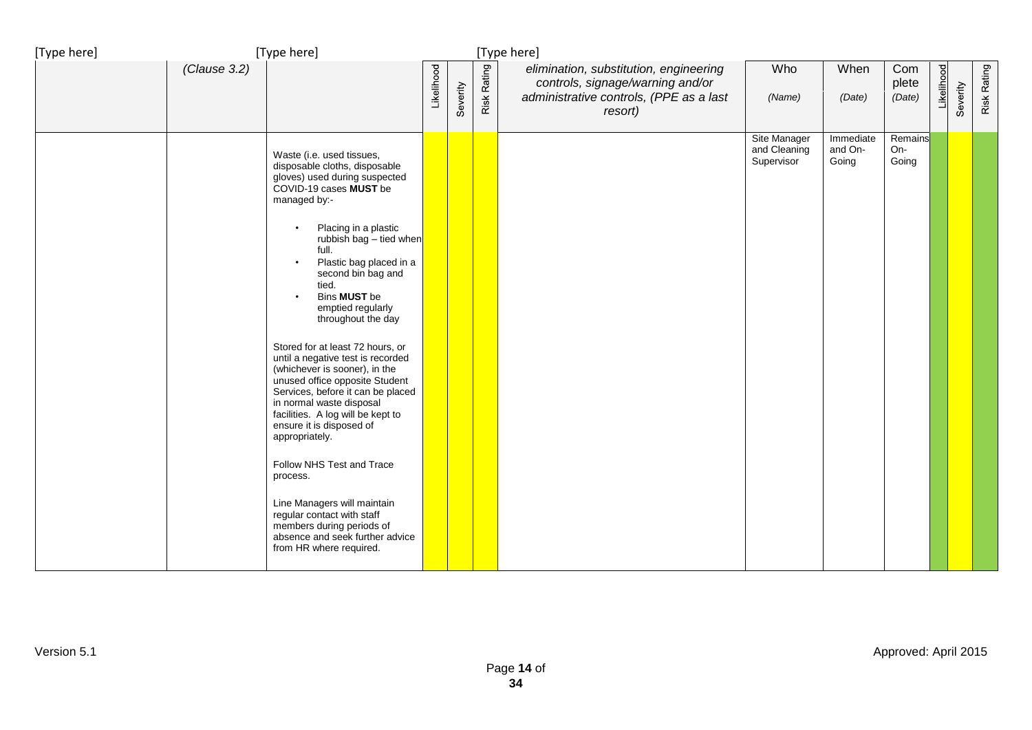| | (Clause 3.2) | | Likelihood | Severity | Risk Rating | elimination, substitution, engineering controls, signage/warning and/or administrative controls, (PPE as a last resort) | Who (Name) | When (Date) | Complete (Date) | Likelihood | Severity | Risk Rating |
|---|---|---|---|---|---|---|---|---|---|---|---|---|
| | | Waste (i.e. used tissues, disposable cloths, disposable gloves) used during suspected COVID-19 cases **MUST** be managed by:-<br><br>• Placing in a plastic rubbish bag – tied when full.<br>• Plastic bag placed in a second bin bag and tied.<br>• Bins **MUST** be emptied regularly throughout the day<br><br>Stored for at least 72 hours, or until a negative test is recorded (whichever is sooner), in the unused office opposite Student Services, before it can be placed in normal waste disposal facilities. A log will be kept to ensure it is disposed of appropriately.<br><br>Follow NHS Test and Trace process.<br><br>Line Managers will maintain regular contact with staff members during periods of absence and seek further advice from HR where required. | | | | | Site Manager and Cleaning Supervisor | Immediate and On-Going | Remains On-Going | | | |

Version 5.1

Approved: April 2015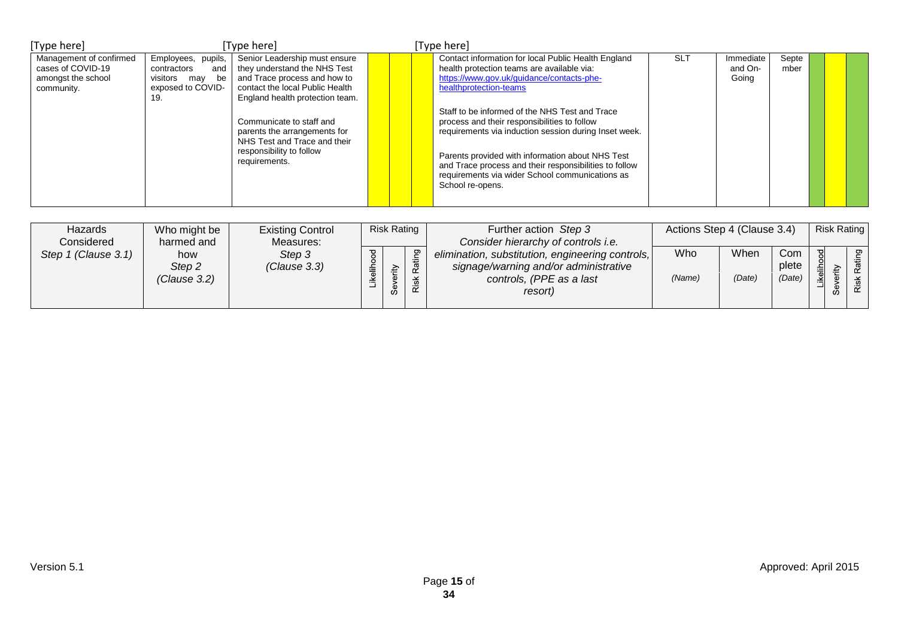| Management of confirmed cases of COVID-19 amongst the school community. | Employees, pupils, contractors and visitors may be exposed to COVID-19. | Senior Leadership must ensure they understand the NHS Test and Trace process and how to contact the local Public Health England health protection team.<br><br>Communicate to staff and parents the arrangements for NHS Test and Trace and their responsibility to follow requirements. | | | | Contact information for local Public Health England health protection teams are available via: https://www.gov.uk/guidance/contacts-phe-healthprotection-teams<br><br>Staff to be informed of the NHS Test and Trace process and their responsibilities to follow requirements via induction session during Inset week.<br><br>Parents provided with information about NHS Test and Trace process and their responsibilities to follow requirements via wider School communications as School re-opens. | SLT | Immediate and On-Going | September | | | |
|---|---|---|---|---|---|---|---|---|---|---|---|---|

| Hazards Considered *Step 1 (Clause 3.1)* | Who might be harmed and how *Step 2 (Clause 3.2)* | Existing Control Measures: *Step 3 (Clause 3.3)* | Risk Rating | | | Further action *Step 3* *Consider hierarchy of controls i.e. elimination, substitution, engineering controls, signage/warning and/or administrative controls, (PPE as a last resort)* | Actions Step 4 (Clause 3.4) | | | Risk Rating | | |
|---|---|---|---|---|---|---|---|---|---|---|---|---|
| | | | Likelihood | Severity | Risk Rating | | Who *(Name)* | When *(Date)* | Complete *(Date)* | Likelihood | Severity | Risk Rating |

Version 5.1

Approved: April 2015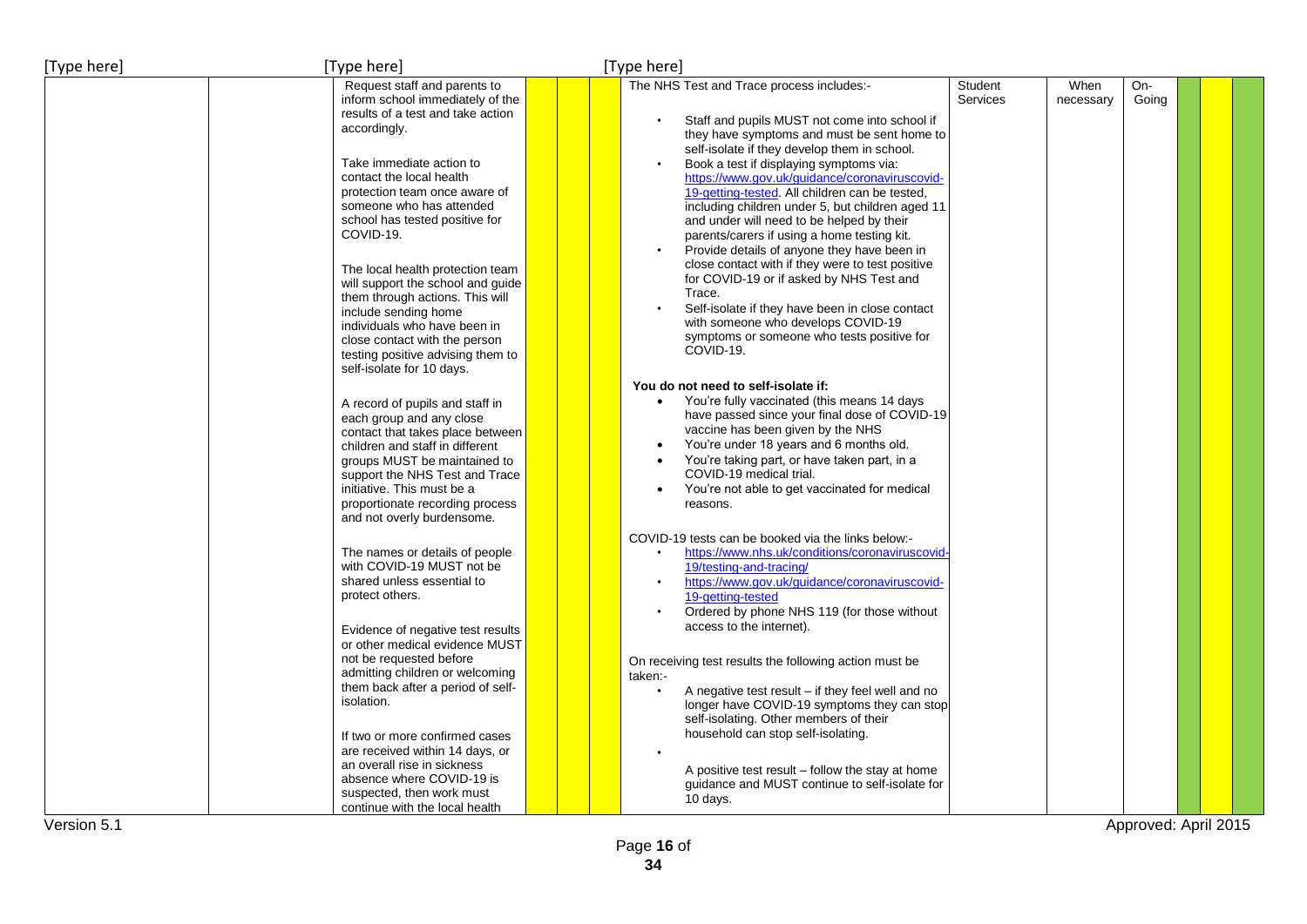| | | | | | | | | | | | | |
|---|---|---|---|---|---|---|---|---|---|---|---|---|
| | | Request staff and parents to inform school immediately of the results of a test and take action accordingly.<br><br>Take immediate action to contact the local health protection team once aware of someone who has attended school has tested positive for COVID-19.<br><br>The local health protection team will support the school and guide them through actions. This will include sending home individuals who have been in close contact with the person testing positive advising them to self-isolate for 10 days.<br><br>A record of pupils and staff in each group and any close contact that takes place between children and staff in different groups MUST be maintained to support the NHS Test and Trace initiative. This must be a proportionate recording process and not overly burdensome.<br><br>The names or details of people with COVID-19 MUST not be shared unless essential to protect others.<br><br>Evidence of negative test results or other medical evidence MUST not be requested before admitting children or welcoming them back after a period of self-isolation.<br><br>If two or more confirmed cases are received within 14 days, or an overall rise in sickness absence where COVID-19 is suspected, then work must continue with the local health | | | | The NHS Test and Trace process includes:-<br><br>• Staff and pupils MUST not come into school if they have symptoms and must be sent home to self-isolate if they develop them in school.<br>• Book a test if displaying symptoms via: https://www.gov.uk/guidance/coronaviruscovid-19-getting-tested. All children can be tested, including children under 5, but children aged 11 and under will need to be helped by their parents/carers if using a home testing kit.<br>• Provide details of anyone they have been in close contact with if they were to test positive for COVID-19 or if asked by NHS Test and Trace.<br>• Self-isolate if they have been in close contact with someone who develops COVID-19 symptoms or someone who tests positive for COVID-19.<br><br>**You do not need to self-isolate if:**<br>• You're fully vaccinated (this means 14 days have passed since your final dose of COVID-19 vaccine has been given by the NHS<br>• You're under 18 years and 6 months old.<br>• You're taking part, or have taken part, in a COVID-19 medical trial.<br>• You're not able to get vaccinated for medical reasons.<br><br>COVID-19 tests can be booked via the links below:-<br>• https://www.nhs.uk/conditions/coronaviruscovid-19/testing-and-tracing/<br>• https://www.gov.uk/guidance/coronaviruscovid-19-getting-tested<br>• Ordered by phone NHS 119 (for those without access to the internet).<br><br>On receiving test results the following action must be taken:-<br>• A negative test result – if they feel well and no longer have COVID-19 symptoms they can stop self-isolating. Other members of their household can stop self-isolating.<br>• A positive test result – follow the stay at home guidance and MUST continue to self-isolate for 10 days. | Student Services | When necessary | On-Going | | | |

Version 5.1

Approved: April 2015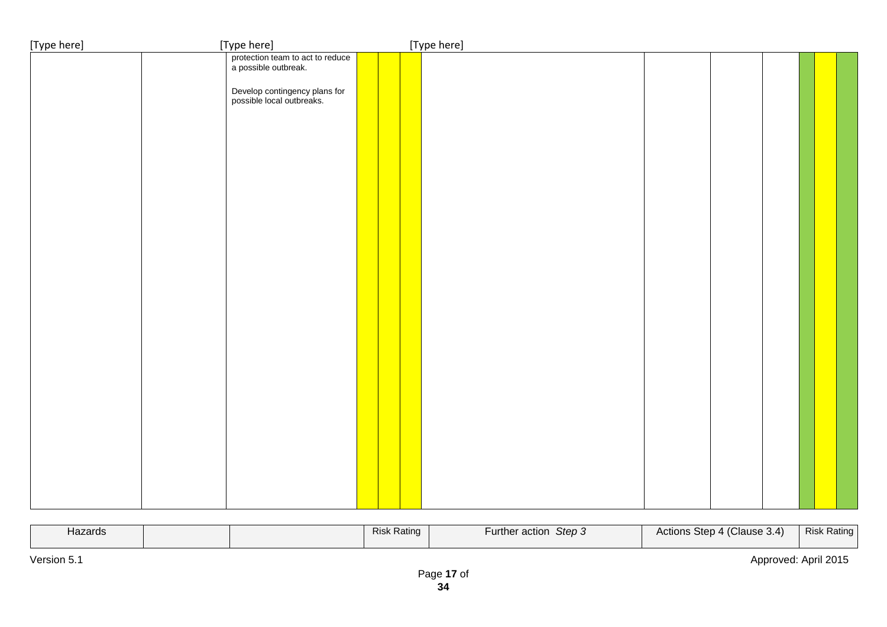| | | | | | | | | | | | | |
|---|---|---|---|---|---|---|---|---|---|---|---|---|
| | | protection team to act to reduce a possible outbreak.<br><br>Develop contingency plans for possible local outbreaks. | | | | | | | | | | |

| Hazards | | | Risk Rating | Further action *Step 3* | Actions Step 4 (Clause 3.4) | Risk Rating |
|---|---|---|---|---|---|---|

Version 5.1 Approved: April 2015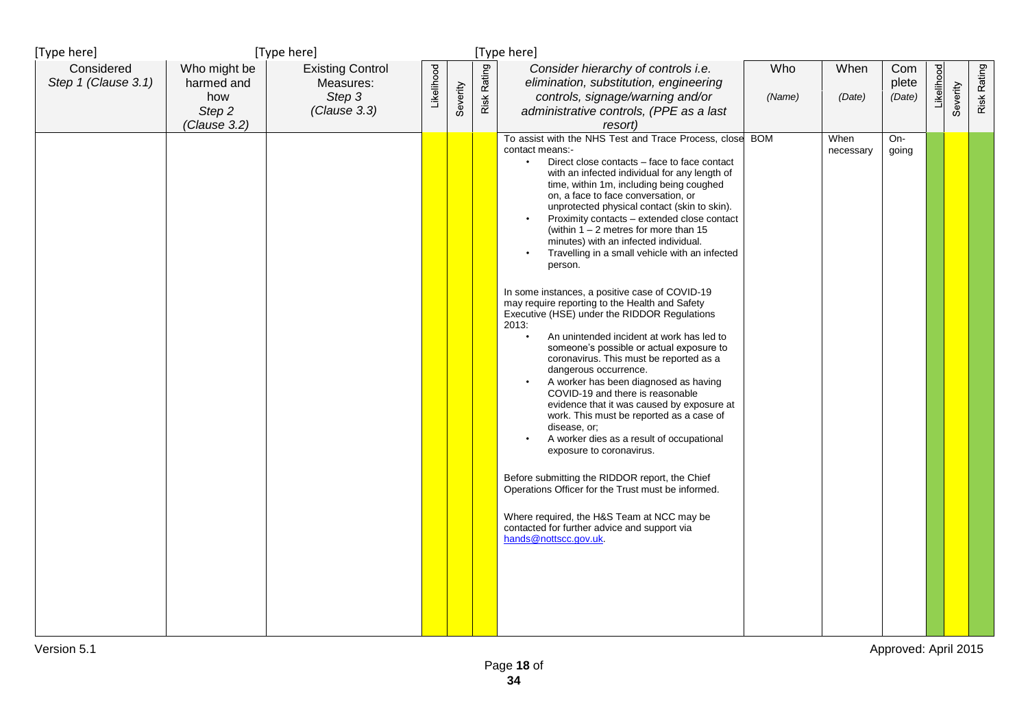| Considered Step 1 (Clause 3.1) | Who might be harmed and how Step 2 (Clause 3.2) | Existing Control Measures: Step 3 (Clause 3.3) | Likelihood | Severity | Risk Rating | *Consider hierarchy of controls i.e. elimination, substitution, engineering controls, signage/warning and/or administrative controls, (PPE as a last resort)* | Who *(Name)* | When *(Date)* | Complete *(Date)* | Likelihood | Severity | Risk Rating |
|---|---|---|---|---|---|---|---|---|---|---|---|---|
| | | | | | | To assist with the NHS Test and Trace Process, close contact means:-<br>• Direct close contacts – face to face contact with an infected individual for any length of time, within 1m, including being coughed on, a face to face conversation, or unprotected physical contact (skin to skin).<br>• Proximity contacts – extended close contact (within 1 – 2 metres for more than 15 minutes) with an infected individual.<br>• Travelling in a small vehicle with an infected person.<br><br>In some instances, a positive case of COVID-19 may require reporting to the Health and Safety Executive (HSE) under the RIDDOR Regulations 2013:<br>• An unintended incident at work has led to someone's possible or actual exposure to coronavirus. This must be reported as a dangerous occurrence.<br>• A worker has been diagnosed as having COVID-19 and there is reasonable evidence that it was caused by exposure at work. This must be reported as a case of disease, or;<br>• A worker dies as a result of occupational exposure to coronavirus.<br><br>Before submitting the RIDDOR report, the Chief Operations Officer for the Trust must be informed.<br><br>Where required, the H&S Team at NCC may be contacted for further advice and support via hands@nottscc.gov.uk. | BOM | When necessary | On-going | | | |

Version 5.1 Approved: April 2015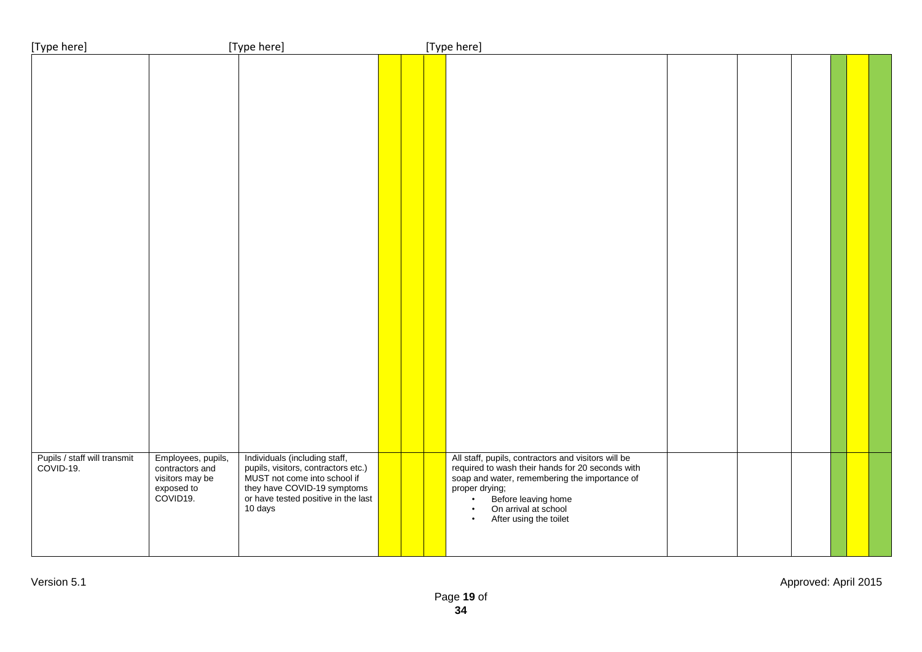| | | | | | | | | | | | | |
|---|---|---|---|---|---|---|---|---|---|---|---|---|
| | | | | | | | | | | | | |
| Pupils / staff will transmit COVID-19. | Employees, pupils, contractors and visitors may be exposed to COVID19. | Individuals (including staff, pupils, visitors, contractors etc.) MUST not come into school if they have COVID-19 symptoms or have tested positive in the last 10 days | | | | All staff, pupils, contractors and visitors will be required to wash their hands for 20 seconds with soap and water, remembering the importance of proper drying;<br>• Before leaving home<br>• On arrival at school<br>• After using the toilet | | | | | | |

Version 5.1

Approved: April 2015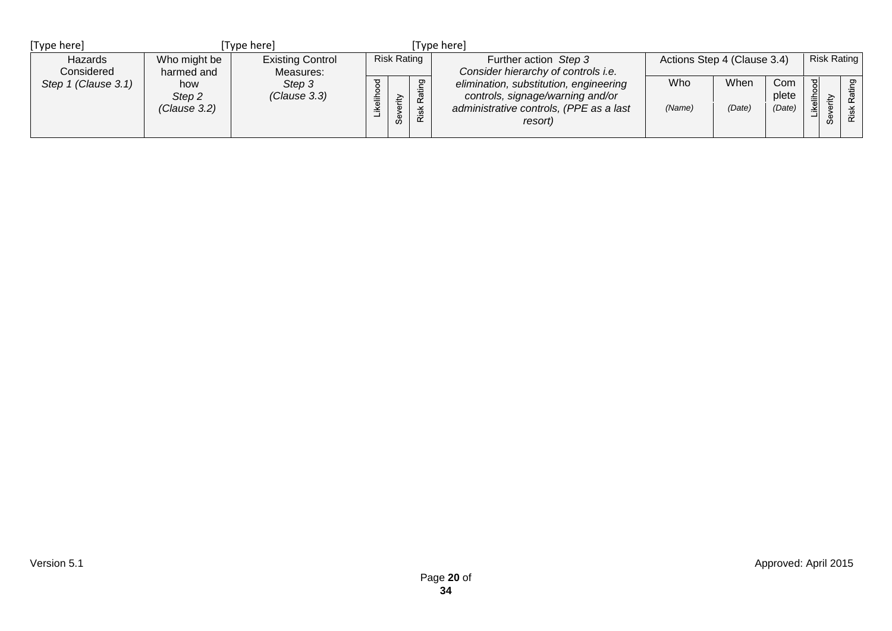| Hazards Considered *Step 1 (Clause 3.1)* | Who might be harmed and how *Step 2 (Clause 3.2)* | Existing Control Measures: *Step 3 (Clause 3.3)* | Risk Rating | | | Further action *Step 3 Consider hierarchy of controls i.e. elimination, substitution, engineering controls, signage/warning and/or administrative controls, (PPE as a last resort)* | Actions Step 4 (Clause 3.4) | | | Risk Rating | | |
|---|---|---|---|---|---|---|---|---|---|---|---|---|
| | | | Likelihood | Severity | Risk Rating | | Who *(Name)* | When *(Date)* | Complete *(Date)* | Likelihood | Severity | Risk Rating |
| | | | | | | | | | | | | |

Version 5.1

Approved: April 2015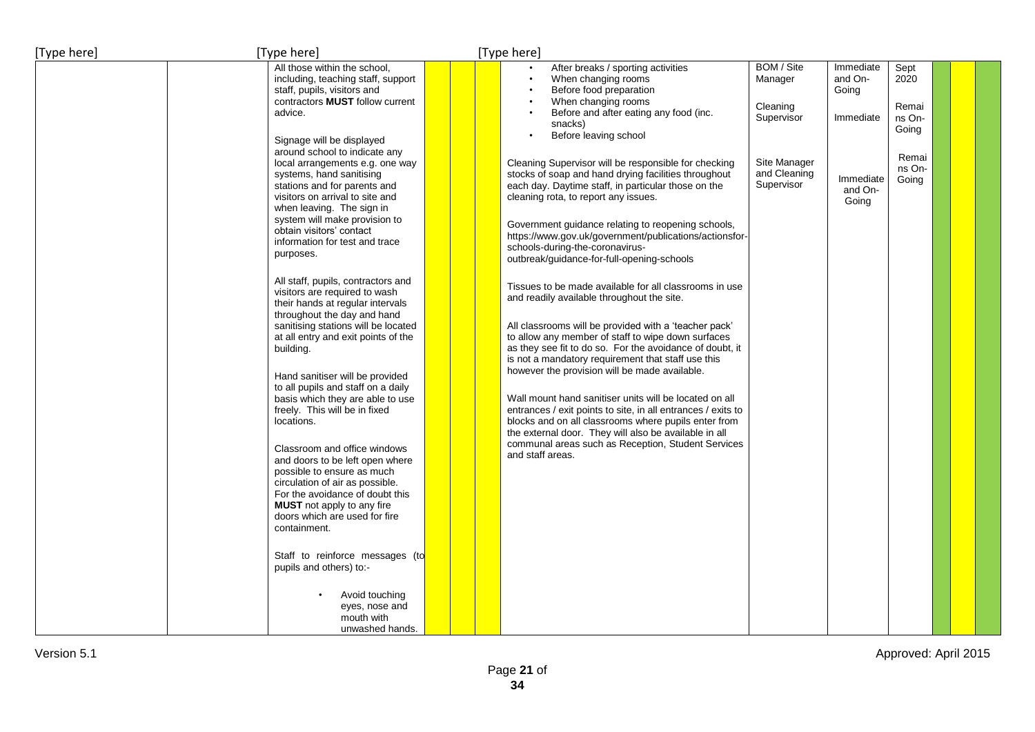| | | | | | | | | | | | | | |
|---|---|---|---|---|---|---|---|---|---|---|---|---|---|
| | | All those within the school, including, teaching staff, support staff, pupils, visitors and contractors **MUST** follow current advice.<br><br>Signage will be displayed around school to indicate any local arrangements e.g. one way systems, hand sanitising stations and for parents and visitors on arrival to site and when leaving. The sign in system will make provision to obtain visitors' contact information for test and trace purposes.<br><br>All staff, pupils, contractors and visitors are required to wash their hands at regular intervals throughout the day and hand sanitising stations will be located at all entry and exit points of the building.<br><br>Hand sanitiser will be provided to all pupils and staff on a daily basis which they are able to use freely. This will be in fixed locations.<br><br>Classroom and office windows and doors to be left open where possible to ensure as much circulation of air as possible. For the avoidance of doubt this **MUST** not apply to any fire doors which are used for fire containment.<br><br>Staff to reinforce messages (to pupils and others) to:-<br><br>• Avoid touching eyes, nose and mouth with unwashed hands. | | | | • After breaks / sporting activities<br>• When changing rooms<br>• Before food preparation<br>• When changing rooms<br>• Before and after eating any food (inc. snacks)<br>• Before leaving school<br><br>Cleaning Supervisor will be responsible for checking stocks of soap and hand drying facilities throughout each day. Daytime staff, in particular those on the cleaning rota, to report any issues.<br><br>Government guidance relating to reopening schools, https://www.gov.uk/government/publications/actionsfor-schools-during-the-coronavirus-outbreak/guidance-for-full-opening-schools<br><br>Tissues to be made available for all classrooms in use and readily available throughout the site.<br><br>All classrooms will be provided with a 'teacher pack' to allow any member of staff to wipe down surfaces as they see fit to do so. For the avoidance of doubt, it is not a mandatory requirement that staff use this however the provision will be made available.<br><br>Wall mount hand sanitiser units will be located on all entrances / exit points to site, in all entrances / exits to blocks and on all classrooms where pupils enter from the external door. They will also be available in all communal areas such as Reception, Student Services and staff areas. | BOM / Site Manager<br><br>Cleaning Supervisor<br><br>Site Manager and Cleaning Supervisor | Immediate and On-Going<br><br>Immediate<br><br>Immediate and On-Going | Sept 2020<br><br>Remains On-Going<br><br>Remains On-Going | | | |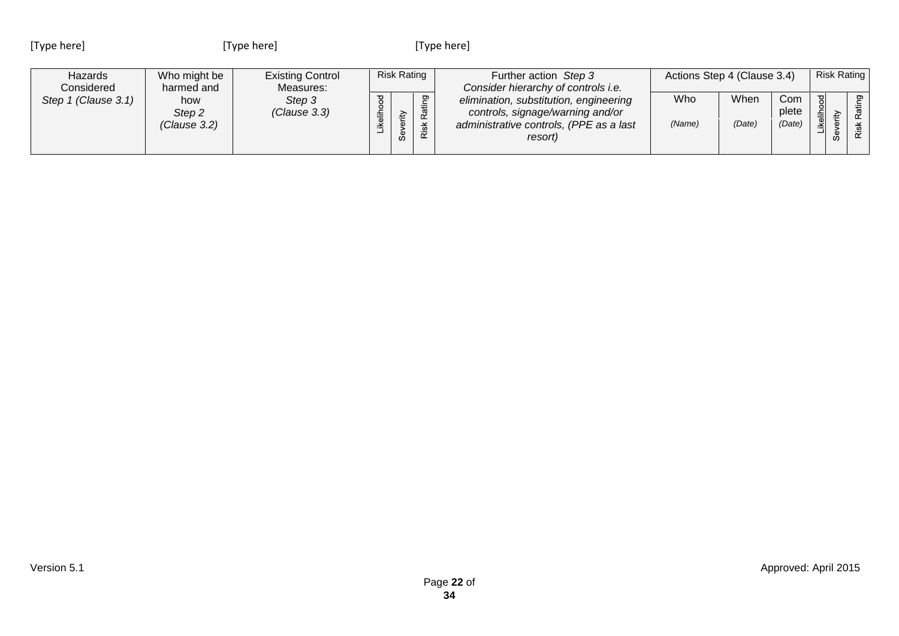| Hazards Considered *Step 1 (Clause 3.1)* | Who might be harmed and how *Step 2 (Clause 3.2)* | Existing Control Measures: *Step 3 (Clause 3.3)* | Risk Rating | | | Further action *Step 3 Consider hierarchy of controls i.e. elimination, substitution, engineering controls, signage/warning and/or administrative controls, (PPE as a last resort)* | Actions Step 4 (Clause 3.4) | | | Risk Rating | | |
|---|---|---|---|---|---|---|---|---|---|---|---|---|
| | | | Likelihood | Severity | Risk Rating | | Who *(Name)* | When *(Date)* | Complete *(Date)* | Likelihood | Severity | Risk Rating |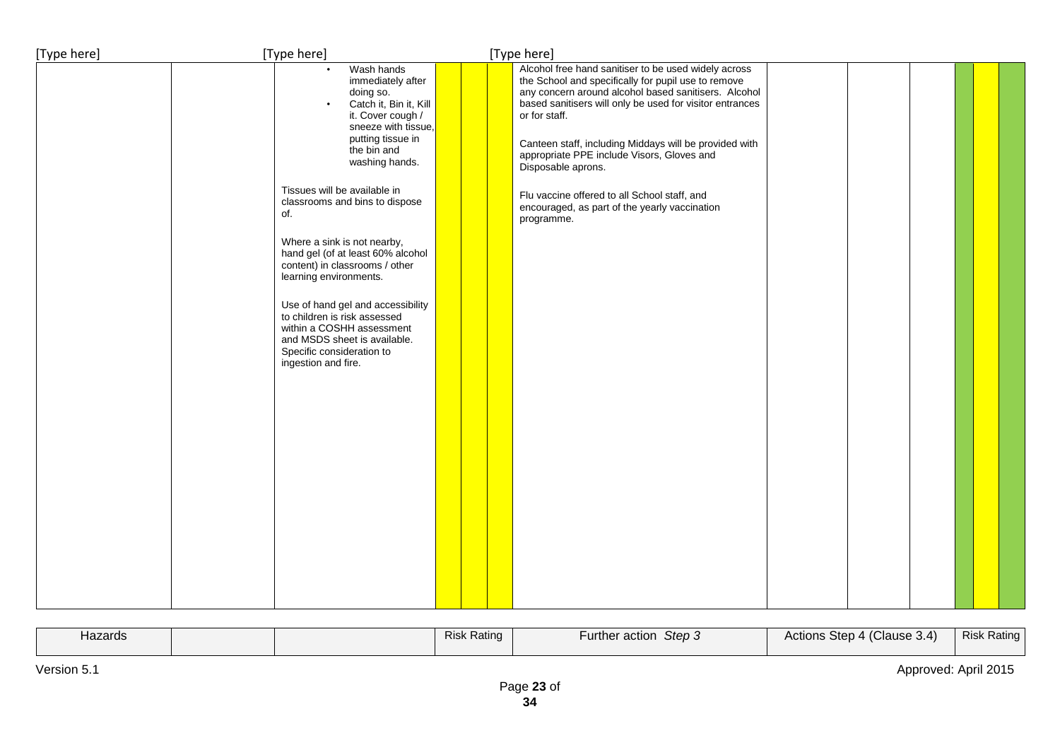| Hazards | | | Risk Rating | | | Further action *Step 3* | Actions Step 4 (Clause 3.4) | | | Risk Rating | | |
|---|---|---|---|---|---|---|---|---|---|---|---|---|
| | | • Wash hands immediately after doing so.<br>• Catch it, Bin it, Kill it. Cover cough / sneeze with tissue, putting tissue in the bin and washing hands.<br><br>Tissues will be available in classrooms and bins to dispose of.<br><br>Where a sink is not nearby, hand gel (of at least 60% alcohol content) in classrooms / other learning environments.<br><br>Use of hand gel and accessibility to children is risk assessed within a COSHH assessment and MSDS sheet is available. Specific consideration to ingestion and fire. | | | | Alcohol free hand sanitiser to be used widely across the School and specifically for pupil use to remove any concern around alcohol based sanitisers. Alcohol based sanitisers will only be used for visitor entrances or for staff.<br><br>Canteen staff, including Middays will be provided with appropriate PPE include Visors, Gloves and Disposable aprons.<br><br>Flu vaccine offered to all School staff, and encouraged, as part of the yearly vaccination programme. | | | | | | |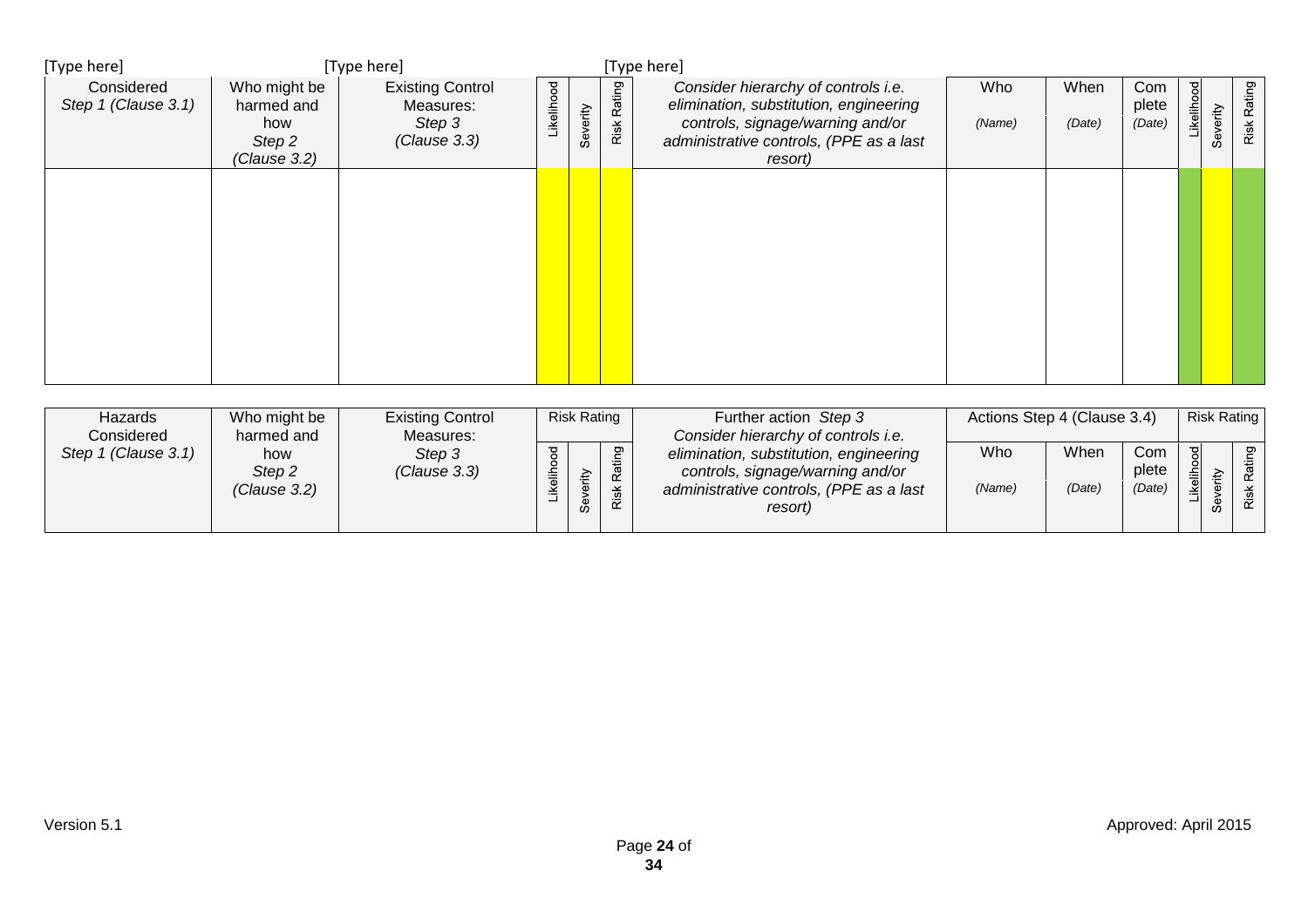[Type here] [Type here] [Type here]

| Considered Step 1 (Clause 3.1) | Who might be harmed and how Step 2 (Clause 3.2) | Existing Control Measures: Step 3 (Clause 3.3) | Likelihood | Severity | Risk Rating | Consider hierarchy of controls i.e. elimination, substitution, engineering controls, signage/warning and/or administrative controls, (PPE as a last resort) | Who (Name) | When (Date) | Complete (Date) | Likelihood | Severity | Risk Rating |
|---|---|---|---|---|---|---|---|---|---|---|---|---|
| | | | | | | | | | | | | |

| Hazards Considered Step 1 (Clause 3.1) | Who might be harmed and how Step 2 (Clause 3.2) | Existing Control Measures: Step 3 (Clause 3.3) | Risk Rating | | | Further action Step 3 Consider hierarchy of controls i.e. elimination, substitution, engineering controls, signage/warning and/or administrative controls, (PPE as a last resort) | Actions Step 4 (Clause 3.4) | | | Risk Rating | | |
|---|---|---|---|---|---|---|---|---|---|---|---|---|
| | | | Likelihood | Severity | Risk Rating | | Who (Name) | When (Date) | Complete (Date) | Likelihood | Severity | Risk Rating |

Version 5.1

Approved: April 2015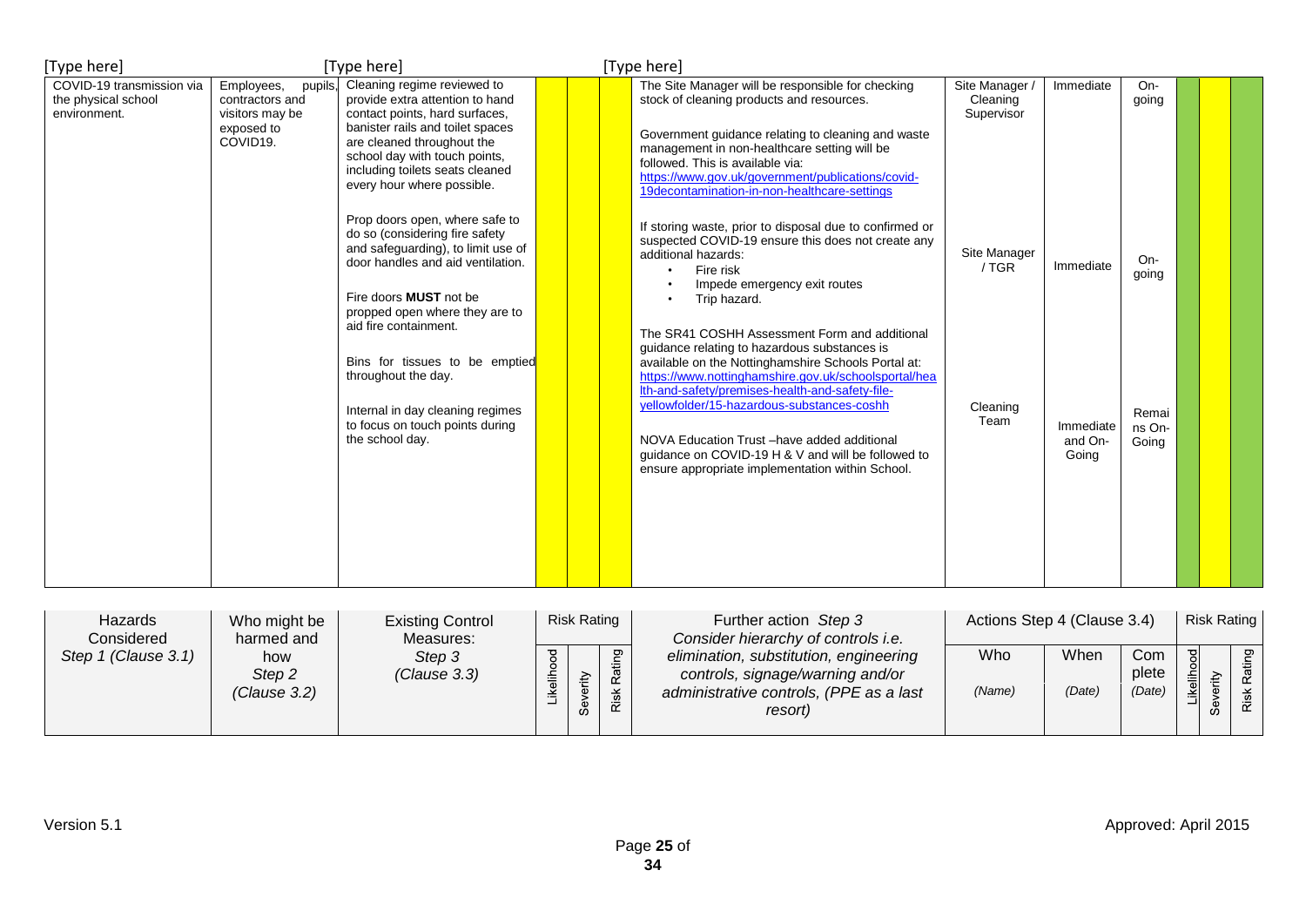| Hazards Considered *Step 1 (Clause 3.1)* | Who might be harmed and how *Step 2 (Clause 3.2)* | Existing Control Measures: *Step 3 (Clause 3.3)* | Risk Rating | | | Further action *Step 3* *Consider hierarchy of controls i.e. elimination, substitution, engineering controls, signage/warning and/or administrative controls, (PPE as a last resort)* | Actions Step 4 (Clause 3.4) | | | Risk Rating | | |
|---|---|---|---|---|---|---|---|---|---|---|---|---|
| | | | Likelihood | Severity | Risk Rating | | Who *(Name)* | When *(Date)* | Complete *(Date)* | Likelihood | Severity | Risk Rating |
| COVID-19 transmission via the physical school environment. | Employees, pupils, contractors and visitors may be exposed to COVID19. | Cleaning regime reviewed to provide extra attention to hand contact points, hard surfaces, banister rails and toilet spaces are cleaned throughout the school day with touch points, including toilets seats cleaned every hour where possible.<br><br>Prop doors open, where safe to do so (considering fire safety and safeguarding), to limit use of door handles and aid ventilation.<br><br>Fire doors **MUST** not be propped open where they are to aid fire containment.<br><br>Bins for tissues to be emptied throughout the day.<br><br>Internal in day cleaning regimes to focus on touch points during the school day. | | | | The Site Manager will be responsible for checking stock of cleaning products and resources.<br><br>Government guidance relating to cleaning and waste management in non-healthcare setting will be followed. This is available via: https://www.gov.uk/government/publications/covid-19decontamination-in-non-healthcare-settings<br><br>If storing waste, prior to disposal due to confirmed or suspected COVID-19 ensure this does not create any additional hazards:<br>• Fire risk<br>• Impede emergency exit routes<br>• Trip hazard.<br><br>The SR41 COSHH Assessment Form and additional guidance relating to hazardous substances is available on the Nottinghamshire Schools Portal at: https://www.nottinghamshire.gov.uk/schoolsportal/health-and-safety/premises-health-and-safety-file-yellowfolder/15-hazardous-substances-coshh<br><br>NOVA Education Trust –have added additional guidance on COVID-19 H & V and will be followed to ensure appropriate implementation within School. | Site Manager / Cleaning Supervisor<br><br>Site Manager / TGR<br><br>Cleaning Team | Immediate<br><br>Immediate<br><br>Immediate and On-Going | On-going<br><br>On-going<br><br>Remains On-Going | | | |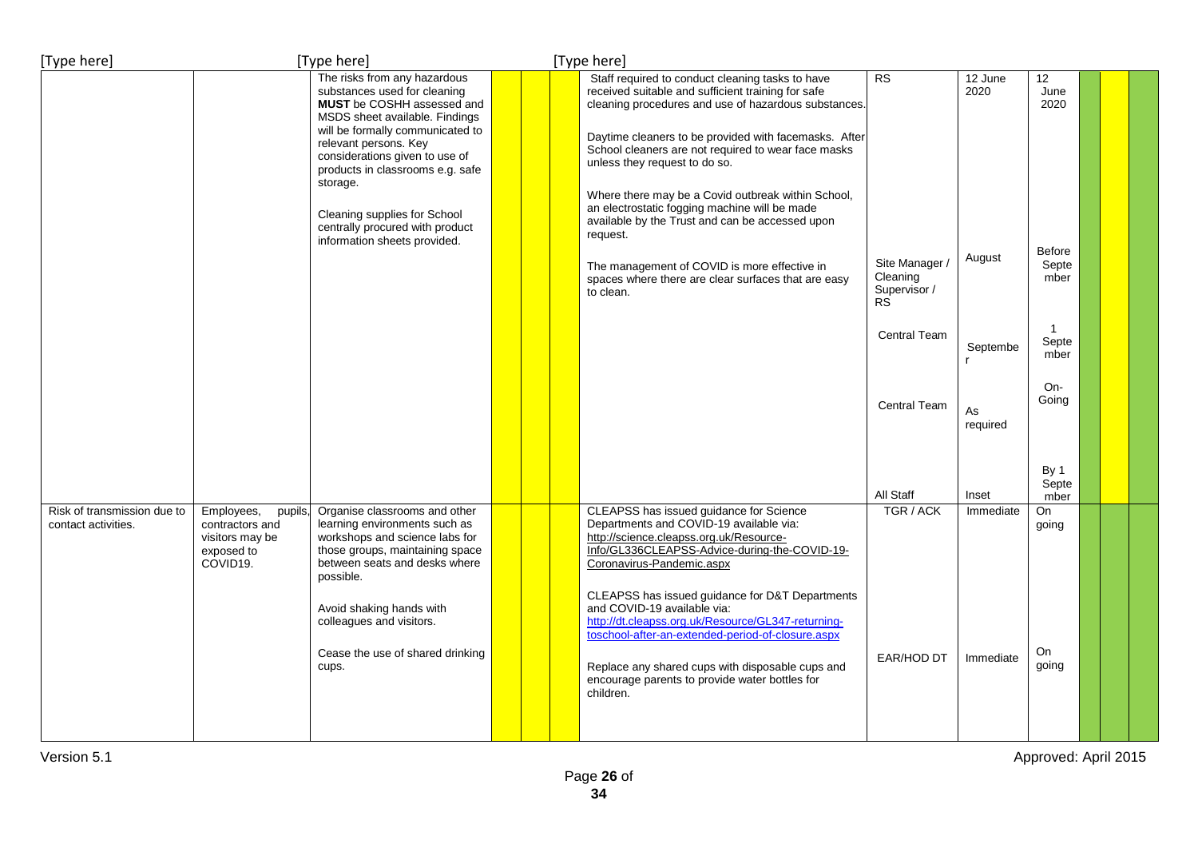| | | | | | | | | | | | |
|---|---|---|---|---|---|---|---|---|---|---|---|
| | | The risks from any hazardous substances used for cleaning **MUST** be COSHH assessed and MSDS sheet available. Findings will be formally communicated to relevant persons. Key considerations given to use of products in classrooms e.g. safe storage.<br><br>Cleaning supplies for School centrally procured with product information sheets provided. | | | | Staff required to conduct cleaning tasks to have received suitable and sufficient training for safe cleaning procedures and use of hazardous substances.<br><br>Daytime cleaners to be provided with facemasks. After School cleaners are not required to wear face masks unless they request to do so.<br><br>Where there may be a Covid outbreak within School, an electrostatic fogging machine will be made available by the Trust and can be accessed upon request.<br><br>The management of COVID is more effective in spaces where there are clear surfaces that are easy to clean. | RS<br><br>Site Manager / Cleaning Supervisor / RS<br><br>Central Team<br><br>Central Team<br><br>All Staff | 12 June 2020<br><br>August<br><br>September<br><br>As required<br><br>Inset | 12 June 2020<br><br>Before September<br><br>1 September<br><br>On-Going<br><br>By 1 September | | | |
| Risk of transmission due to contact activities. | Employees, pupils, contractors and visitors may be exposed to COVID19. | Organise classrooms and other learning environments such as workshops and science labs for those groups, maintaining space between seats and desks where possible.<br><br>Avoid shaking hands with colleagues and visitors.<br><br>Cease the use of shared drinking cups. | | | | CLEAPSS has issued guidance for Science Departments and COVID-19 available via: http://science.cleapss.org.uk/Resource-Info/GL336CLEAPSS-Advice-during-the-COVID-19-Coronavirus-Pandemic.aspx<br><br>CLEAPSS has issued guidance for D&T Departments and COVID-19 available via: http://dt.cleapss.org.uk/Resource/GL347-returning-toschool-after-an-extended-period-of-closure.aspx<br><br>Replace any shared cups with disposable cups and encourage parents to provide water bottles for children. | TGR / ACK<br><br>EAR/HOD DT | Immediate<br><br>Immediate | On going<br><br>On going | | | |

Version 5.1 Approved: April 2015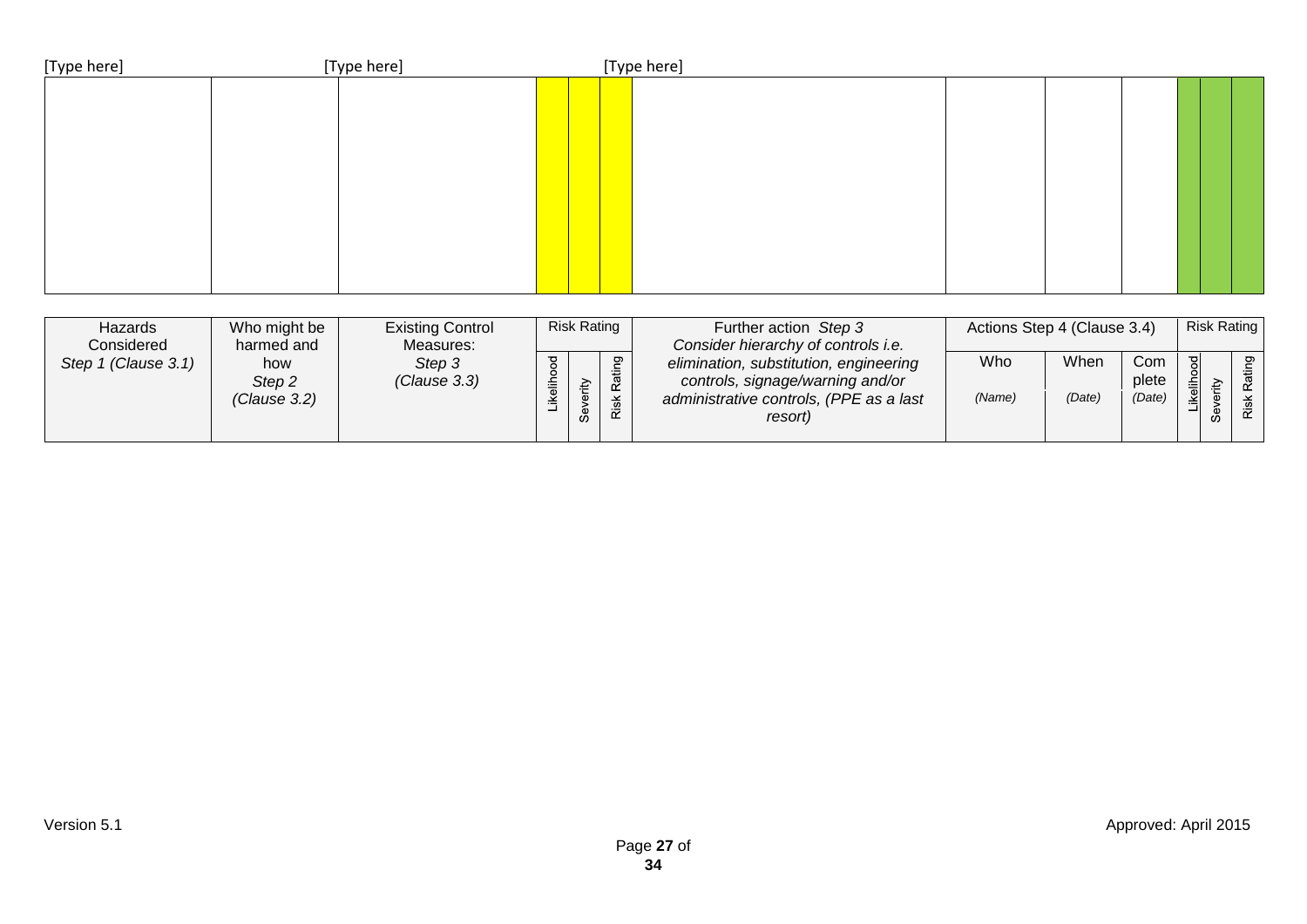[Type here] [Type here] [Type here]

| | | | | | | | | | | | | |
|---|---|---|---|---|---|---|---|---|---|---|---|---|
| | | | | | | | | | | | | |

| Hazards Considered *Step 1 (Clause 3.1)* | Who might be harmed and how *Step 2 (Clause 3.2)* | Existing Control Measures: *Step 3 (Clause 3.3)* | Risk Rating | | | Further action *Step 3* *Consider hierarchy of controls i.e. elimination, substitution, engineering controls, signage/warning and/or administrative controls, (PPE as a last resort)* | Actions Step 4 (Clause 3.4) | | | Risk Rating | | |
|---|---|---|---|---|---|---|---|---|---|---|---|---|
| | | | Likelihood | Severity | Risk Rating | | Who *(Name)* | When *(Date)* | Complete *(Date)* | Likelihood | Severity | Risk Rating |

Version 5.1

Approved: April 2015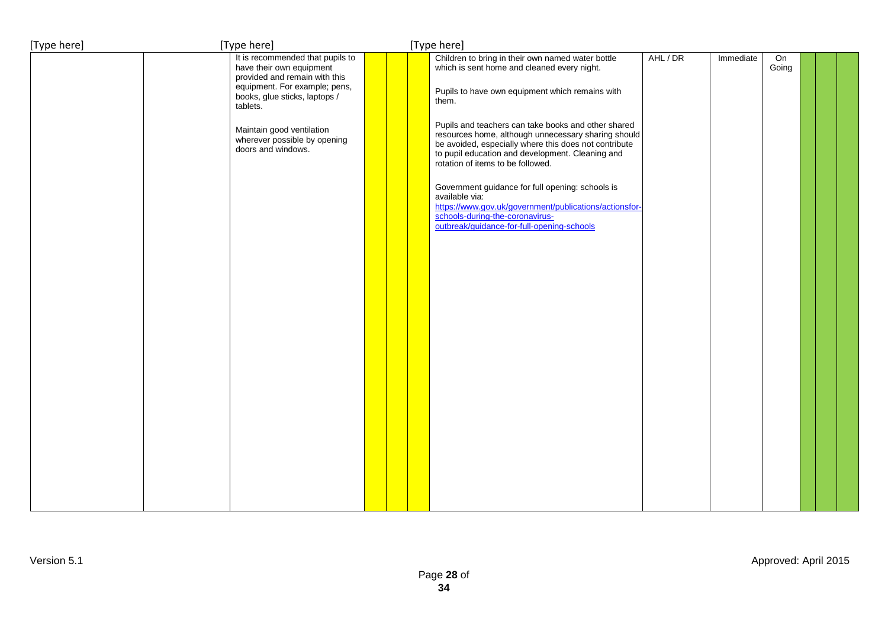| | | | | | | | | | | | | |
|---|---|---|---|---|---|---|---|---|---|---|---|---|
| | | It is recommended that pupils to have their own equipment provided and remain with this equipment. For example; pens, books, glue sticks, laptops / tablets.<br><br>Maintain good ventilation wherever possible by opening doors and windows. | | | | Children to bring in their own named water bottle which is sent home and cleaned every night.<br><br>Pupils to have own equipment which remains with them.<br><br>Pupils and teachers can take books and other shared resources home, although unnecessary sharing should be avoided, especially where this does not contribute to pupil education and development. Cleaning and rotation of items to be followed.<br><br>Government guidance for full opening: schools is available via: https://www.gov.uk/government/publications/actionsfor-schools-during-the-coronavirus-outbreak/guidance-for-full-opening-schools | AHL / DR | Immediate | On Going | | | |

Version 5.1

Approved: April 2015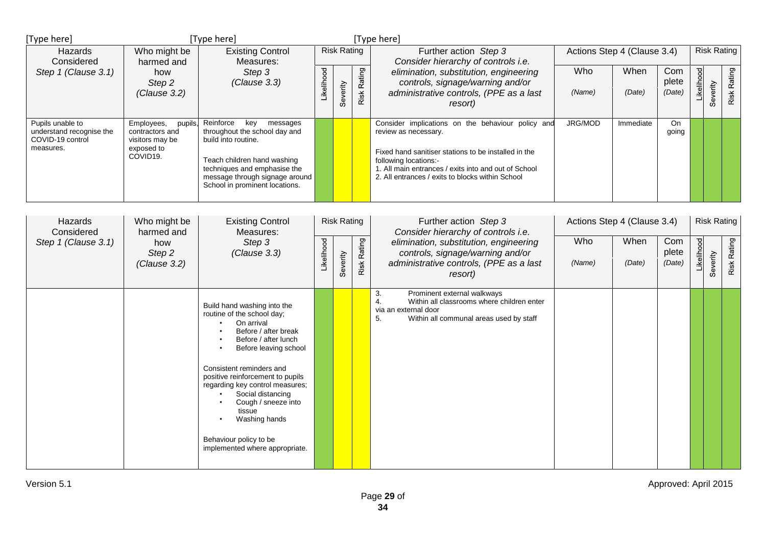| Hazards Considered Step 1 (Clause 3.1) | Who might be harmed and how Step 2 (Clause 3.2) | Existing Control Measures: Step 3 (Clause 3.3) | Risk Rating | | | Further action Step 3 Consider hierarchy of controls i.e. elimination, substitution, engineering controls, signage/warning and/or administrative controls, (PPE as a last resort) | Actions Step 4 (Clause 3.4) | | | Risk Rating | | |
|---|---|---|---|---|---|---|---|---|---|---|---|---|
| | | | Likelihood | Severity | Risk Rating | | Who (Name) | When (Date) | Complete (Date) | Likelihood | Severity | Risk Rating |
| Pupils unable to understand recognise the COVID-19 control measures. | Employees, pupils, contractors and visitors may be exposed to COVID19. | Reinforce key messages throughout the school day and build into routine.<br><br>Teach children hand washing techniques and emphasise the message through signage around School in prominent locations. | | | | Consider implications on the behaviour policy and review as necessary.<br><br>Fixed hand sanitiser stations to be installed in the following locations:-<br>1. All main entrances / exits into and out of School<br>2. All entrances / exits to blocks within School | JRG/MOD | Immediate | On going | | | |
| | | Build hand washing into the routine of the school day;<br>• On arrival<br>• Before / after break<br>• Before / after lunch<br>• Before leaving school<br><br>Consistent reminders and positive reinforcement to pupils regarding key control measures;<br>• Social distancing<br>• Cough / sneeze into tissue<br>• Washing hands<br><br>Behaviour policy to be implemented where appropriate. | | | | 3. Prominent external walkways<br>4. Within all classrooms where children enter via an external door<br>5. Within all communal areas used by staff | | | | | | |

Version 5.1

Approved: April 2015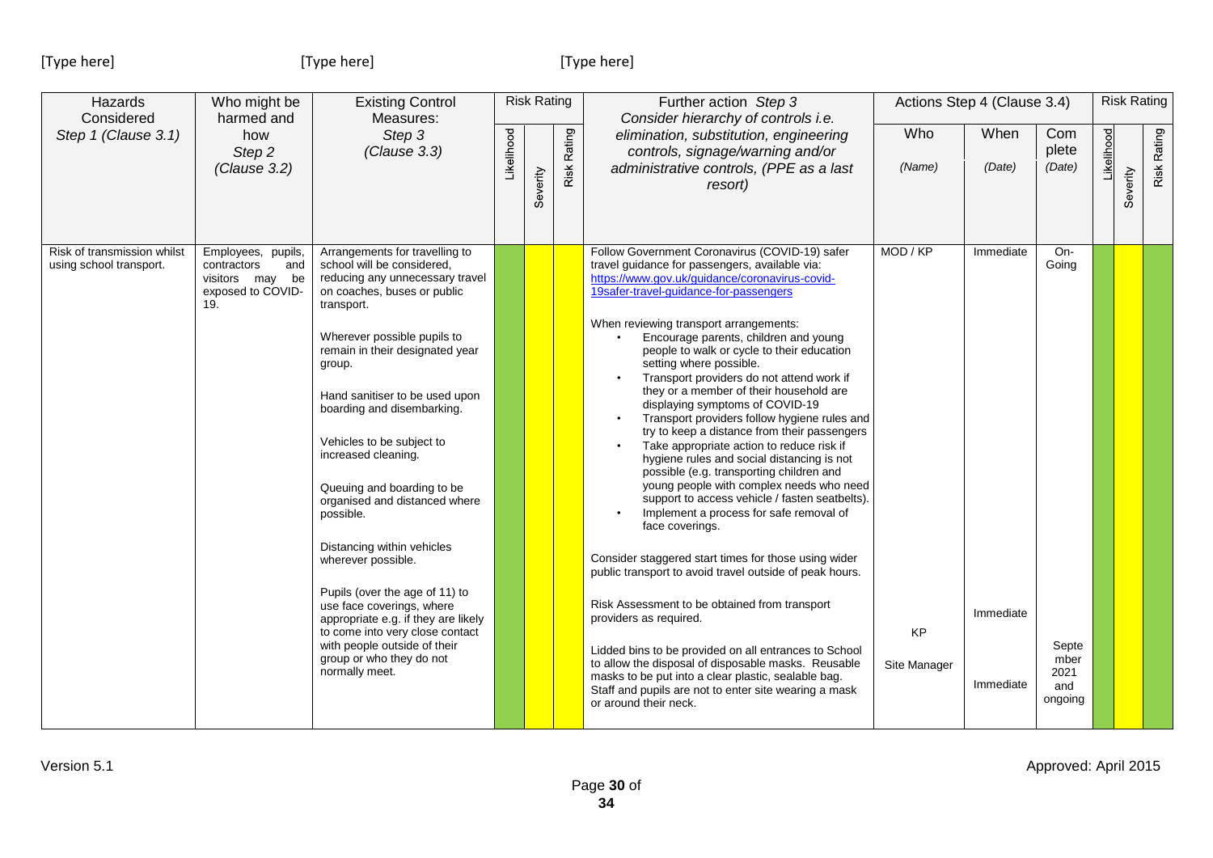| Hazards Considered<br>*Step 1 (Clause 3.1)* | Who might be harmed and how<br>*Step 2*<br>*(Clause 3.2)* | Existing Control Measures:<br>*Step 3*<br>*(Clause 3.3)* | Risk Rating | | | Further action *Step 3*<br>*Consider hierarchy of controls i.e. elimination, substitution, engineering controls, signage/warning and/or administrative controls, (PPE as a last resort)* | Actions Step 4 (Clause 3.4) | | | Risk Rating | | |
|---|---|---|---|---|---|---|---|---|---|---|---|---|
| | | | Likelihood | Severity | Risk Rating | | Who<br>*(Name)* | When<br>*(Date)* | Complete<br>*(Date)* | Likelihood | Severity | Risk Rating |
| Risk of transmission whilst using school transport. | Employees, pupils, contractors and visitors may be exposed to COVID-19. | Arrangements for travelling to school will be considered, reducing any unnecessary travel on coaches, buses or public transport.<br><br>Wherever possible pupils to remain in their designated year group.<br><br>Hand sanitiser to be used upon boarding and disembarking.<br><br>Vehicles to be subject to increased cleaning.<br><br>Queuing and boarding to be organised and distanced where possible.<br><br>Distancing within vehicles wherever possible.<br><br>Pupils (over the age of 11) to use face coverings, where appropriate e.g. if they are likely to come into very close contact with people outside of their group or who they do not normally meet. | | | | Follow Government Coronavirus (COVID-19) safer travel guidance for passengers, available via: https://www.gov.uk/guidance/coronavirus-covid-19safer-travel-guidance-for-passengers<br><br>When reviewing transport arrangements:<br>• Encourage parents, children and young people to walk or cycle to their education setting where possible.<br>• Transport providers do not attend work if they or a member of their household are displaying symptoms of COVID-19<br>• Transport providers follow hygiene rules and try to keep a distance from their passengers<br>• Take appropriate action to reduce risk if hygiene rules and social distancing is not possible (e.g. transporting children and young people with complex needs who need support to access vehicle / fasten seatbelts).<br>• Implement a process for safe removal of face coverings.<br><br>Consider staggered start times for those using wider public transport to avoid travel outside of peak hours.<br><br>Risk Assessment to be obtained from transport providers as required.<br><br>Lidded bins to be provided on all entrances to School to allow the disposal of disposable masks. Reusable masks to be put into a clear plastic, sealable bag. Staff and pupils are not to enter site wearing a mask or around their neck. | MOD / KP<br><br>KP<br><br>Site Manager | Immediate<br><br>Immediate<br><br>Immediate | On-Going<br><br>September 2021 and ongoing | | | |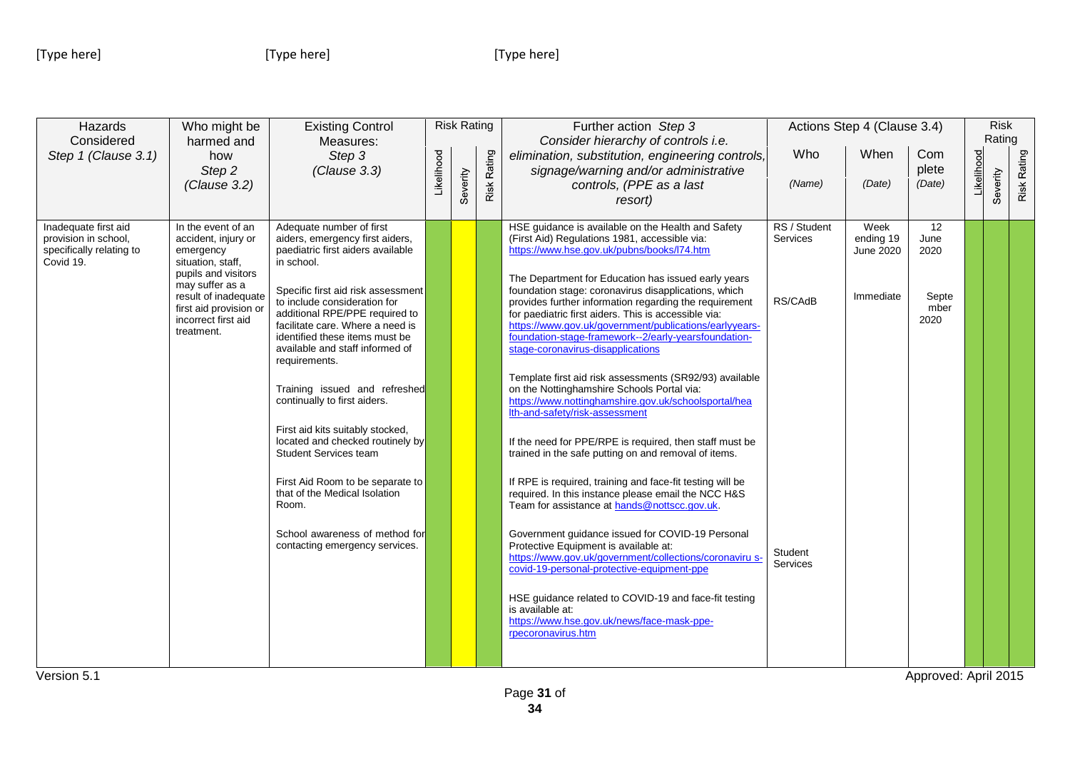| Hazards Considered *Step 1 (Clause 3.1)* | Who might be harmed and how *Step 2 (Clause 3.2)* | Existing Control Measures: *Step 3 (Clause 3.3)* | Risk Rating | | | Further action *Step 3* *Consider hierarchy of controls i.e. elimination, substitution, engineering controls, signage/warning and/or administrative controls, (PPE as a last resort)* | Actions Step 4 (Clause 3.4) | | | Risk Rating | | |
|---|---|---|---|---|---|---|---|---|---|---|---|---|
| | | | Likelihood | Severity | Risk Rating | | Who *(Name)* | When *(Date)* | Complete *(Date)* | Likelihood | Severity | Risk Rating |
| Inadequate first aid provision in school, specifically relating to Covid 19. | In the event of an accident, injury or emergency situation, staff, pupils and visitors may suffer as a result of inadequate first aid provision or incorrect first aid treatment. | Adequate number of first aiders, emergency first aiders, paediatric first aiders available in school.<br><br>Specific first aid risk assessment to include consideration for additional RPE/PPE required to facilitate care. Where a need is identified these items must be available and staff informed of requirements.<br><br>Training issued and refreshed continually to first aiders.<br><br>First aid kits suitably stocked, located and checked routinely by Student Services team<br><br>First Aid Room to be separate to that of the Medical Isolation Room.<br><br>School awareness of method for contacting emergency services. | | | | HSE guidance is available on the Health and Safety (First Aid) Regulations 1981, accessible via: https://www.hse.gov.uk/pubns/books/l74.htm<br><br>The Department for Education has issued early years foundation stage: coronavirus disapplications, which provides further information regarding the requirement for paediatric first aiders. This is accessible via: https://www.gov.uk/government/publications/earlyyears-foundation-stage-framework--2/early-yearsfoundation-stage-coronavirus-disapplications<br><br>Template first aid risk assessments (SR92/93) available on the Nottinghamshire Schools Portal via: https://www.nottinghamshire.gov.uk/schoolsportal/health-and-safety/risk-assessment<br><br>If the need for PPE/RPE is required, then staff must be trained in the safe putting on and removal of items.<br><br>If RPE is required, training and face-fit testing will be required. In this instance please email the NCC H&S Team for assistance at hands@nottscc.gov.uk.<br><br>Government guidance issued for COVID-19 Personal Protective Equipment is available at: https://www.gov.uk/government/collections/coronavirus-covid-19-personal-protective-equipment-ppe<br><br>HSE guidance related to COVID-19 and face-fit testing is available at: https://www.hse.gov.uk/news/face-mask-ppe-rpecoronavirus.htm | RS / Student Services<br><br>RS/CAdB<br><br>Student Services | Week ending 19 June 2020<br><br>Immediate | 12 June 2020<br><br>September 2020 | | | |

Version 5.1 Approved: April 2015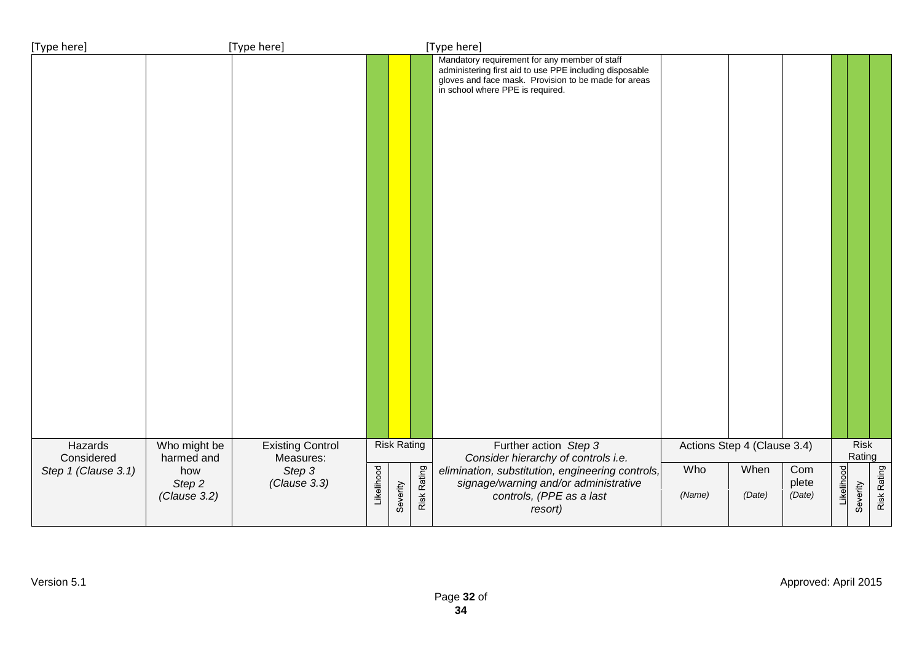| | | | | | | Mandatory requirement for any member of staff administering first aid to use PPE including disposable gloves and face mask. Provision to be made for areas in school where PPE is required. | | | | | | |
|---|---|---|---|---|---|---|---|---|---|---|---|---|
| Hazards Considered *Step 1 (Clause 3.1)* | Who might be harmed and how *Step 2 (Clause 3.2)* | Existing Control Measures: *Step 3 (Clause 3.3)* | Risk Rating | | | Further action *Step 3* *Consider hierarchy of controls i.e. elimination, substitution, engineering controls, signage/warning and/or administrative controls, (PPE as a last resort)* | Actions Step 4 (Clause 3.4) | | | Risk Rating | | |
| | | | Likelihood | Severity | Risk Rating | | Who *(Name)* | When *(Date)* | Complete *(Date)* | Likelihood | Severity | Risk Rating |

Version 5.1

Approved: April 2015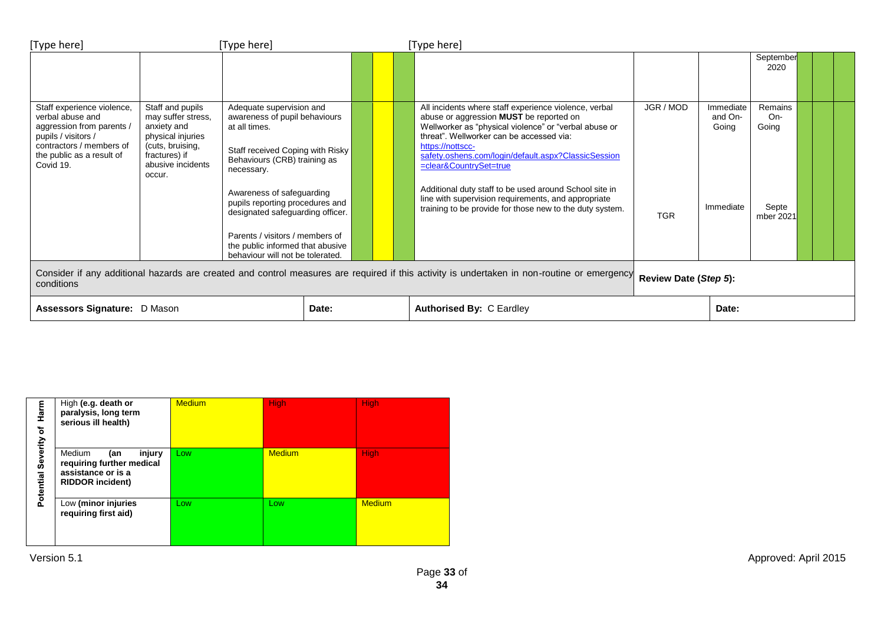| | | | | | | | | | September 2020 | | | |
|---|---|---|---|---|---|---|---|---|---|---|---|---|
| Staff experience violence, verbal abuse and aggression from parents / pupils / visitors / contractors / members of the public as a result of Covid 19. | Staff and pupils may suffer stress, anxiety and physical injuries (cuts, bruising, fractures) if abusive incidents occur. | Adequate supervision and awareness of pupil behaviours at all times.<br><br>Staff received Coping with Risky Behaviours (CRB) training as necessary.<br><br>Awareness of safeguarding pupils reporting procedures and designated safeguarding officer.<br><br>Parents / visitors / members of the public informed that abusive behaviour will not be tolerated. | | | | All incidents where staff experience violence, verbal abuse or aggression **MUST** be reported on Wellworker as "physical violence" or "verbal abuse or threat". Wellworker can be accessed via: https://nottscc-safety.oshens.com/login/default.aspx?ClassicSession=clear&CountrySet=true<br><br>Additional duty staff to be used around School site in line with supervision requirements, and appropriate training to be provide for those new to the duty system. | JGR / MOD<br><br>TGR | Immediate and On-Going<br><br>Immediate | Remains On-Going<br><br>September 2021 | | | |
| Consider if any additional hazards are created and control measures are required if this activity is undertaken in non-routine or emergency conditions | | | | | | | **Review Date (*Step 5*):** | | | | | |
| **Assessors Signature:** D Mason | | | **Date:** | | | **Authorised By:** C Eardley | | **Date:** | | | | |

| Potential Severity of Harm | | | |
|---|---|---|---|
| High **(e.g. death or paralysis, long term serious ill health)** | Medium | High | High |
| Medium **(an injury requiring further medical assistance or is a RIDDOR incident)** | Low | Medium | High |
| Low **(minor injuries requiring first aid)** | Low | Low | Medium |

Version 5.1

Approved: April 2015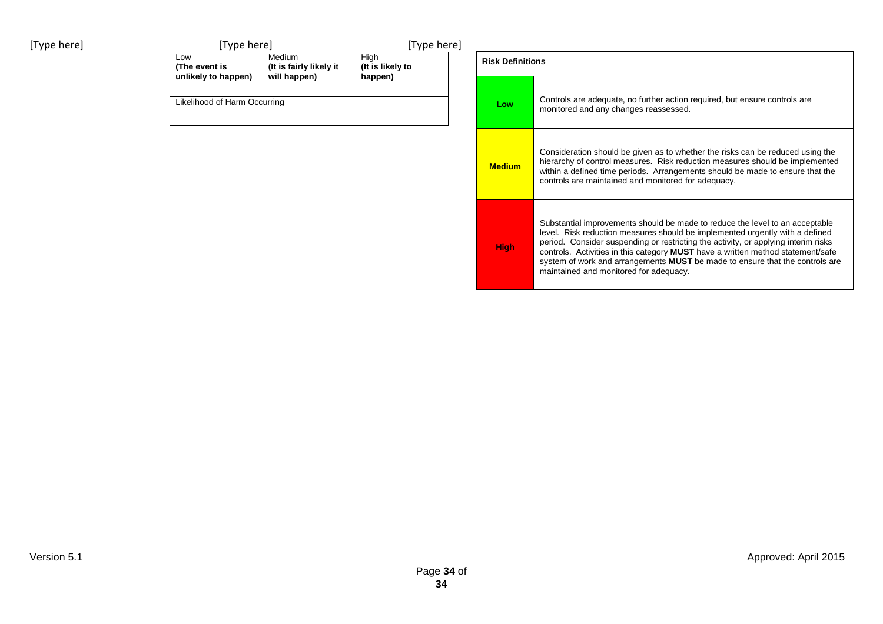| Low **(The event is unlikely to happen)** | Medium **(It is fairly likely it will happen)** | High **(It is likely to happen)** |
|---|---|---|
| Likelihood of Harm Occurring | | |

| **Risk Definitions** | |
|---|---|
| **Low** | Controls are adequate, no further action required, but ensure controls are monitored and any changes reassessed. |
| **Medium** | Consideration should be given as to whether the risks can be reduced using the hierarchy of control measures. Risk reduction measures should be implemented within a defined time periods. Arrangements should be made to ensure that the controls are maintained and monitored for adequacy. |
| **High** | Substantial improvements should be made to reduce the level to an acceptable level. Risk reduction measures should be implemented urgently with a defined period. Consider suspending or restricting the activity, or applying interim risks controls. Activities in this category **MUST** have a written method statement/safe system of work and arrangements **MUST** be made to ensure that the controls are maintained and monitored for adequacy. |

Version 5.1

Approved: April 2015